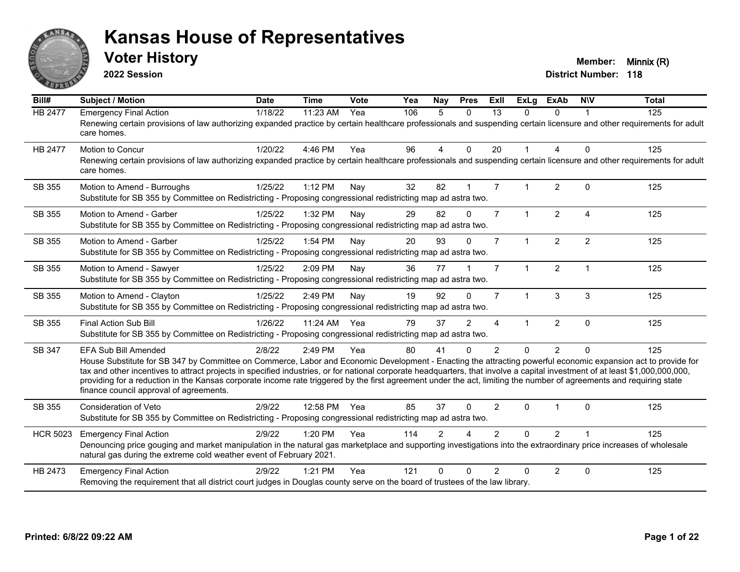# Kansas House of Representatives

## Voter History

**2022 Session**

**Member:** Minnix (R)
**District Number:** 118

| Bill# | Subject / Motion | Date | Time | Vote | Yea | Nay | Pres | ExII | ExLg | ExAb | N\V | Total |
|---|---|---|---|---|---|---|---|---|---|---|---|---|
| HB 2477 | Emergency Final Action | 1/18/22 | 11:23 AM | Yea | 106 | 5 | 0 | 13 | 0 | 0 | 1 | 125 |
| | Renewing certain provisions of law authorizing expanded practice by certain healthcare professionals and suspending certain licensure and other requirements for adult care homes. | | | | | | | | | | | |
| HB 2477 | Motion to Concur | 1/20/22 | 4:46 PM | Yea | 96 | 4 | 0 | 20 | 1 | 4 | 0 | 125 |
| | Renewing certain provisions of law authorizing expanded practice by certain healthcare professionals and suspending certain licensure and other requirements for adult care homes. | | | | | | | | | | | |
| SB 355 | Motion to Amend - Burroughs | 1/25/22 | 1:12 PM | Nay | 32 | 82 | 1 | 7 | 1 | 2 | 0 | 125 |
| | Substitute for SB 355 by Committee on Redistricting - Proposing congressional redistricting map ad astra two. | | | | | | | | | | | |
| SB 355 | Motion to Amend - Garber | 1/25/22 | 1:32 PM | Nay | 29 | 82 | 0 | 7 | 1 | 2 | 4 | 125 |
| | Substitute for SB 355 by Committee on Redistricting - Proposing congressional redistricting map ad astra two. | | | | | | | | | | | |
| SB 355 | Motion to Amend - Garber | 1/25/22 | 1:54 PM | Nay | 20 | 93 | 0 | 7 | 1 | 2 | 2 | 125 |
| | Substitute for SB 355 by Committee on Redistricting - Proposing congressional redistricting map ad astra two. | | | | | | | | | | | |
| SB 355 | Motion to Amend - Sawyer | 1/25/22 | 2:09 PM | Nay | 36 | 77 | 1 | 7 | 1 | 2 | 1 | 125 |
| | Substitute for SB 355 by Committee on Redistricting - Proposing congressional redistricting map ad astra two. | | | | | | | | | | | |
| SB 355 | Motion to Amend - Clayton | 1/25/22 | 2:49 PM | Nay | 19 | 92 | 0 | 7 | 1 | 3 | 3 | 125 |
| | Substitute for SB 355 by Committee on Redistricting - Proposing congressional redistricting map ad astra two. | | | | | | | | | | | |
| SB 355 | Final Action Sub Bill | 1/26/22 | 11:24 AM | Yea | 79 | 37 | 2 | 4 | 1 | 2 | 0 | 125 |
| | Substitute for SB 355 by Committee on Redistricting - Proposing congressional redistricting map ad astra two. | | | | | | | | | | | |
| SB 347 | EFA Sub Bill Amended | 2/8/22 | 2:49 PM | Yea | 80 | 41 | 0 | 2 | 0 | 2 | 0 | 125 |
| | House Substitute for SB 347 by Committee on Commerce, Labor and Economic Development - Enacting the attracting powerful economic expansion act to provide for tax and other incentives to attract projects in specified industries, or for national corporate headquarters, that involve a capital investment of at least $1,000,000,000, providing for a reduction in the Kansas corporate income rate triggered by the first agreement under the act, limiting the number of agreements and requiring state finance council approval of agreements. | | | | | | | | | | | |
| SB 355 | Consideration of Veto | 2/9/22 | 12:58 PM | Yea | 85 | 37 | 0 | 2 | 0 | 1 | 0 | 125 |
| | Substitute for SB 355 by Committee on Redistricting - Proposing congressional redistricting map ad astra two. | | | | | | | | | | | |
| HCR 5023 | Emergency Final Action | 2/9/22 | 1:20 PM | Yea | 114 | 2 | 4 | 2 | 0 | 2 | 1 | 125 |
| | Denouncing price gouging and market manipulation in the natural gas marketplace and supporting investigations into the extraordinary price increases of wholesale natural gas during the extreme cold weather event of February 2021. | | | | | | | | | | | |
| HB 2473 | Emergency Final Action | 2/9/22 | 1:21 PM | Yea | 121 | 0 | 0 | 2 | 0 | 2 | 0 | 125 |
| | Removing the requirement that all district court judges in Douglas county serve on the board of trustees of the law library. | | | | | | | | | | | |

**Printed: 6/8/22 09:22 AM**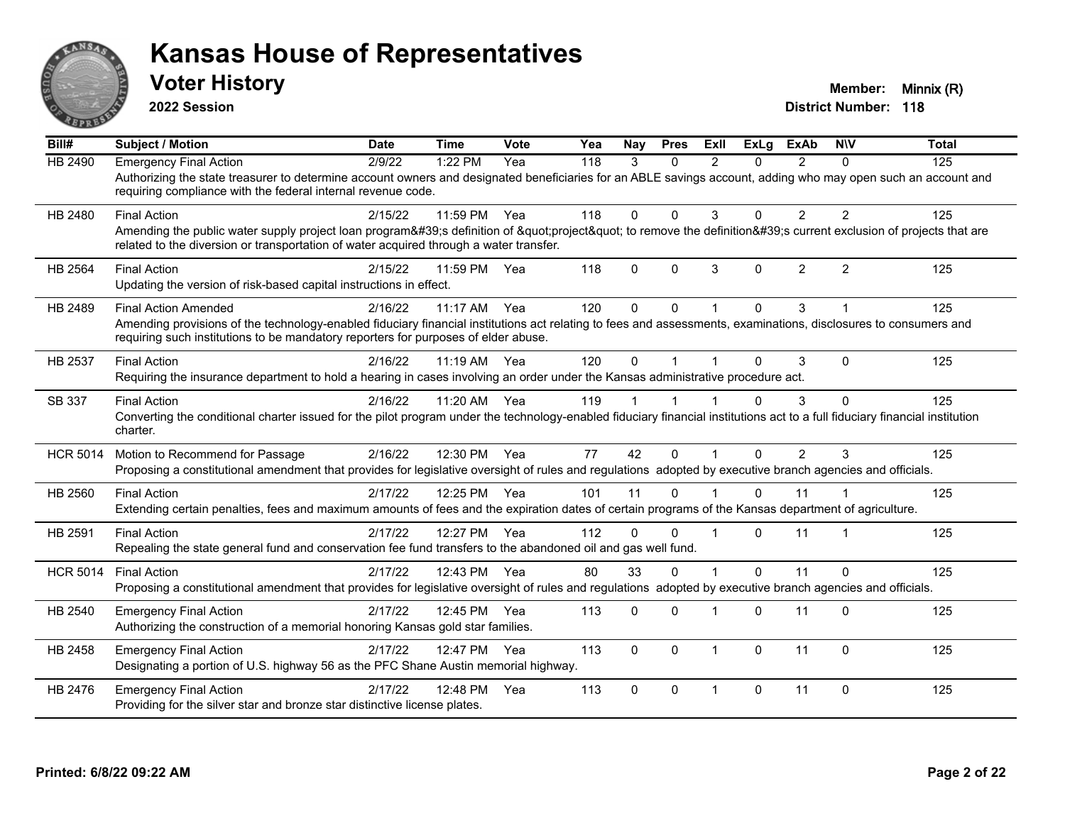# Kansas House of Representatives

## Voter History

**2022 Session**

**Member:** Minnix (R)
**District Number:** 118

| Bill# | Subject / Motion | Date | Time | Vote | Yea | Nay | Pres | ExII | ExLg | ExAb | N\V | Total |
|---|---|---|---|---|---|---|---|---|---|---|---|---|
| HB 2490 | Emergency Final Action | 2/9/22 | 1:22 PM | Yea | 118 | 3 | 0 | 2 | 0 | 2 | 0 | 125 |
| | Authorizing the state treasurer to determine account owners and designated beneficiaries for an ABLE savings account, adding who may open such an account and requiring compliance with the federal internal revenue code. | | | | | | | | | | | |
| HB 2480 | Final Action | 2/15/22 | 11:59 PM | Yea | 118 | 0 | 0 | 3 | 0 | 2 | 2 | 125 |
| | Amending the public water supply project loan program&#39;s definition of &quot;project&quot; to remove the definition&#39;s current exclusion of projects that are related to the diversion or transportation of water acquired through a water transfer. | | | | | | | | | | | |
| HB 2564 | Final Action | 2/15/22 | 11:59 PM | Yea | 118 | 0 | 0 | 3 | 0 | 2 | 2 | 125 |
| | Updating the version of risk-based capital instructions in effect. | | | | | | | | | | | |
| HB 2489 | Final Action Amended | 2/16/22 | 11:17 AM | Yea | 120 | 0 | 0 | 1 | 0 | 3 | 1 | 125 |
| | Amending provisions of the technology-enabled fiduciary financial institutions act relating to fees and assessments, examinations, disclosures to consumers and requiring such institutions to be mandatory reporters for purposes of elder abuse. | | | | | | | | | | | |
| HB 2537 | Final Action | 2/16/22 | 11:19 AM | Yea | 120 | 0 | 1 | 1 | 0 | 3 | 0 | 125 |
| | Requiring the insurance department to hold a hearing in cases involving an order under the Kansas administrative procedure act. | | | | | | | | | | | |
| SB 337 | Final Action | 2/16/22 | 11:20 AM | Yea | 119 | 1 | 1 | 1 | 0 | 3 | 0 | 125 |
| | Converting the conditional charter issued for the pilot program under the technology-enabled fiduciary financial institutions act to a full fiduciary financial institution charter. | | | | | | | | | | | |
| HCR 5014 | Motion to Recommend for Passage | 2/16/22 | 12:30 PM | Yea | 77 | 42 | 0 | 1 | 0 | 2 | 3 | 125 |
| | Proposing a constitutional amendment that provides for legislative oversight of rules and regulations adopted by executive branch agencies and officials. | | | | | | | | | | | |
| HB 2560 | Final Action | 2/17/22 | 12:25 PM | Yea | 101 | 11 | 0 | 1 | 0 | 11 | 1 | 125 |
| | Extending certain penalties, fees and maximum amounts of fees and the expiration dates of certain programs of the Kansas department of agriculture. | | | | | | | | | | | |
| HB 2591 | Final Action | 2/17/22 | 12:27 PM | Yea | 112 | 0 | 0 | 1 | 0 | 11 | 1 | 125 |
| | Repealing the state general fund and conservation fee fund transfers to the abandoned oil and gas well fund. | | | | | | | | | | | |
| HCR 5014 | Final Action | 2/17/22 | 12:43 PM | Yea | 80 | 33 | 0 | 1 | 0 | 11 | 0 | 125 |
| | Proposing a constitutional amendment that provides for legislative oversight of rules and regulations adopted by executive branch agencies and officials. | | | | | | | | | | | |
| HB 2540 | Emergency Final Action | 2/17/22 | 12:45 PM | Yea | 113 | 0 | 0 | 1 | 0 | 11 | 0 | 125 |
| | Authorizing the construction of a memorial honoring Kansas gold star families. | | | | | | | | | | | |
| HB 2458 | Emergency Final Action | 2/17/22 | 12:47 PM | Yea | 113 | 0 | 0 | 1 | 0 | 11 | 0 | 125 |
| | Designating a portion of U.S. highway 56 as the PFC Shane Austin memorial highway. | | | | | | | | | | | |
| HB 2476 | Emergency Final Action | 2/17/22 | 12:48 PM | Yea | 113 | 0 | 0 | 1 | 0 | 11 | 0 | 125 |
| | Providing for the silver star and bronze star distinctive license plates. | | | | | | | | | | | |

**Printed: 6/8/22 09:22 AM**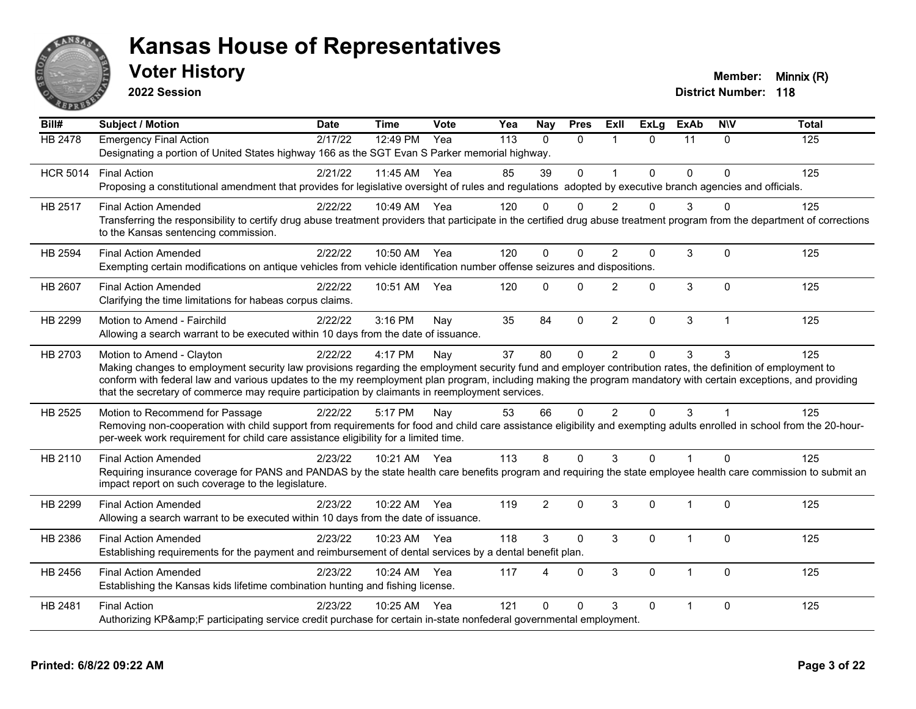# Kansas House of Representatives

## Voter History

**2022 Session**

**Member:** Minnix (R)
**District Number:** 118

| Bill# | Subject / Motion | Date | Time | Vote | Yea | Nay | Pres | ExII | ExLg | ExAb | N\V | Total |
|---|---|---|---|---|---|---|---|---|---|---|---|---|
| HB 2478 | Emergency Final Action | 2/17/22 | 12:49 PM | Yea | 113 | 0 | 0 | 1 | 0 | 11 | 0 | 125 |
| | Designating a portion of United States highway 166 as the SGT Evan S Parker memorial highway. | | | | | | | | | | | |
| HCR 5014 | Final Action | 2/21/22 | 11:45 AM | Yea | 85 | 39 | 0 | 1 | 0 | 0 | 0 | 125 |
| | Proposing a constitutional amendment that provides for legislative oversight of rules and regulations adopted by executive branch agencies and officials. | | | | | | | | | | | |
| HB 2517 | Final Action Amended | 2/22/22 | 10:49 AM | Yea | 120 | 0 | 0 | 2 | 0 | 3 | 0 | 125 |
| | Transferring the responsibility to certify drug abuse treatment providers that participate in the certified drug abuse treatment program from the department of corrections to the Kansas sentencing commission. | | | | | | | | | | | |
| HB 2594 | Final Action Amended | 2/22/22 | 10:50 AM | Yea | 120 | 0 | 0 | 2 | 0 | 3 | 0 | 125 |
| | Exempting certain modifications on antique vehicles from vehicle identification number offense seizures and dispositions. | | | | | | | | | | | |
| HB 2607 | Final Action Amended | 2/22/22 | 10:51 AM | Yea | 120 | 0 | 0 | 2 | 0 | 3 | 0 | 125 |
| | Clarifying the time limitations for habeas corpus claims. | | | | | | | | | | | |
| HB 2299 | Motion to Amend - Fairchild | 2/22/22 | 3:16 PM | Nay | 35 | 84 | 0 | 2 | 0 | 3 | 1 | 125 |
| | Allowing a search warrant to be executed within 10 days from the date of issuance. | | | | | | | | | | | |
| HB 2703 | Motion to Amend - Clayton | 2/22/22 | 4:17 PM | Nay | 37 | 80 | 0 | 2 | 0 | 3 | 3 | 125 |
| | Making changes to employment security law provisions regarding the employment security fund and employer contribution rates, the definition of employment to conform with federal law and various updates to the my reemployment plan program, including making the program mandatory with certain exceptions, and providing that the secretary of commerce may require participation by claimants in reemployment services. | | | | | | | | | | | |
| HB 2525 | Motion to Recommend for Passage | 2/22/22 | 5:17 PM | Nay | 53 | 66 | 0 | 2 | 0 | 3 | 1 | 125 |
| | Removing non-cooperation with child support from requirements for food and child care assistance eligibility and exempting adults enrolled in school from the 20-hour-per-week work requirement for child care assistance eligibility for a limited time. | | | | | | | | | | | |
| HB 2110 | Final Action Amended | 2/23/22 | 10:21 AM | Yea | 113 | 8 | 0 | 3 | 0 | 1 | 0 | 125 |
| | Requiring insurance coverage for PANS and PANDAS by the state health care benefits program and requiring the state employee health care commission to submit an impact report on such coverage to the legislature. | | | | | | | | | | | |
| HB 2299 | Final Action Amended | 2/23/22 | 10:22 AM | Yea | 119 | 2 | 0 | 3 | 0 | 1 | 0 | 125 |
| | Allowing a search warrant to be executed within 10 days from the date of issuance. | | | | | | | | | | | |
| HB 2386 | Final Action Amended | 2/23/22 | 10:23 AM | Yea | 118 | 3 | 0 | 3 | 0 | 1 | 0 | 125 |
| | Establishing requirements for the payment and reimbursement of dental services by a dental benefit plan. | | | | | | | | | | | |
| HB 2456 | Final Action Amended | 2/23/22 | 10:24 AM | Yea | 117 | 4 | 0 | 3 | 0 | 1 | 0 | 125 |
| | Establishing the Kansas kids lifetime combination hunting and fishing license. | | | | | | | | | | | |
| HB 2481 | Final Action | 2/23/22 | 10:25 AM | Yea | 121 | 0 | 0 | 3 | 0 | 1 | 0 | 125 |
| | Authorizing KP&amp;F participating service credit purchase for certain in-state nonfederal governmental employment. | | | | | | | | | | | |

**Printed: 6/8/22 09:22 AM**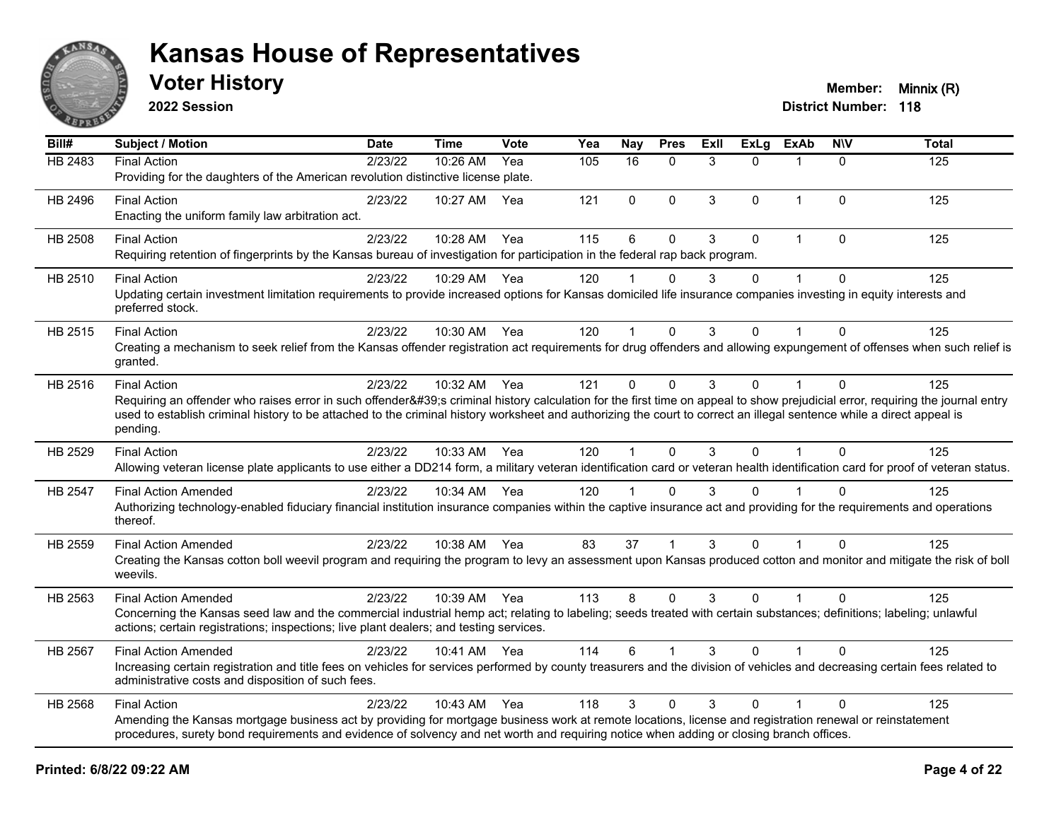# Kansas House of Representatives

## Voter History

**2022 Session**

**Member:** Minnix (R)
**District Number:** 118

| Bill# | Subject / Motion | Date | Time | Vote | Yea | Nay | Pres | ExII | ExLg | ExAb | N\V | Total |
|---|---|---|---|---|---|---|---|---|---|---|---|---|
| HB 2483 | Final Action<br>Providing for the daughters of the American revolution distinctive license plate. | 2/23/22 | 10:26 AM | Yea | 105 | 16 | 0 | 3 | 0 | 1 | 0 | 125 |
| HB 2496 | Final Action<br>Enacting the uniform family law arbitration act. | 2/23/22 | 10:27 AM | Yea | 121 | 0 | 0 | 3 | 0 | 1 | 0 | 125 |
| HB 2508 | Final Action<br>Requiring retention of fingerprints by the Kansas bureau of investigation for participation in the federal rap back program. | 2/23/22 | 10:28 AM | Yea | 115 | 6 | 0 | 3 | 0 | 1 | 0 | 125 |
| HB 2510 | Final Action<br>Updating certain investment limitation requirements to provide increased options for Kansas domiciled life insurance companies investing in equity interests and preferred stock. | 2/23/22 | 10:29 AM | Yea | 120 | 1 | 0 | 3 | 0 | 1 | 0 | 125 |
| HB 2515 | Final Action<br>Creating a mechanism to seek relief from the Kansas offender registration act requirements for drug offenders and allowing expungement of offenses when such relief is granted. | 2/23/22 | 10:30 AM | Yea | 120 | 1 | 0 | 3 | 0 | 1 | 0 | 125 |
| HB 2516 | Final Action<br>Requiring an offender who raises error in such offender&#39;s criminal history calculation for the first time on appeal to show prejudicial error, requiring the journal entry used to establish criminal history to be attached to the criminal history worksheet and authorizing the court to correct an illegal sentence while a direct appeal is pending. | 2/23/22 | 10:32 AM | Yea | 121 | 0 | 0 | 3 | 0 | 1 | 0 | 125 |
| HB 2529 | Final Action<br>Allowing veteran license plate applicants to use either a DD214 form, a military veteran identification card or veteran health identification card for proof of veteran status. | 2/23/22 | 10:33 AM | Yea | 120 | 1 | 0 | 3 | 0 | 1 | 0 | 125 |
| HB 2547 | Final Action Amended<br>Authorizing technology-enabled fiduciary financial institution insurance companies within the captive insurance act and providing for the requirements and operations thereof. | 2/23/22 | 10:34 AM | Yea | 120 | 1 | 0 | 3 | 0 | 1 | 0 | 125 |
| HB 2559 | Final Action Amended<br>Creating the Kansas cotton boll weevil program and requiring the program to levy an assessment upon Kansas produced cotton and monitor and mitigate the risk of boll weevils. | 2/23/22 | 10:38 AM | Yea | 83 | 37 | 1 | 3 | 0 | 1 | 0 | 125 |
| HB 2563 | Final Action Amended<br>Concerning the Kansas seed law and the commercial industrial hemp act; relating to labeling; seeds treated with certain substances; definitions; labeling; unlawful actions; certain registrations; inspections; live plant dealers; and testing services. | 2/23/22 | 10:39 AM | Yea | 113 | 8 | 0 | 3 | 0 | 1 | 0 | 125 |
| HB 2567 | Final Action Amended<br>Increasing certain registration and title fees on vehicles for services performed by county treasurers and the division of vehicles and decreasing certain fees related to administrative costs and disposition of such fees. | 2/23/22 | 10:41 AM | Yea | 114 | 6 | 1 | 3 | 0 | 1 | 0 | 125 |
| HB 2568 | Final Action<br>Amending the Kansas mortgage business act by providing for mortgage business work at remote locations, license and registration renewal or reinstatement procedures, surety bond requirements and evidence of solvency and net worth and requiring notice when adding or closing branch offices. | 2/23/22 | 10:43 AM | Yea | 118 | 3 | 0 | 3 | 0 | 1 | 0 | 125 |

Printed: 6/8/22 09:22 AM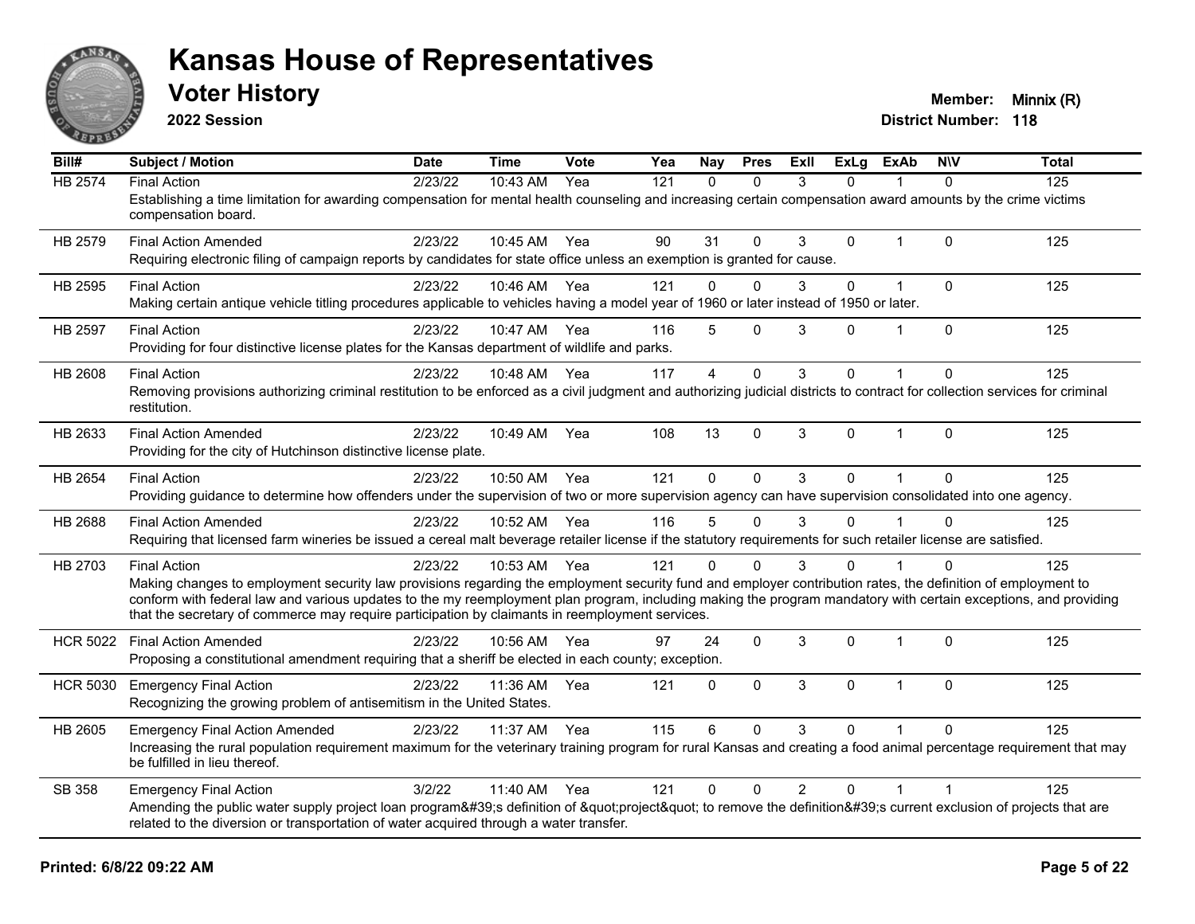# Kansas House of Representatives

## Voter History

**2022 Session**

**Member:** Minnix (R)
**District Number:** 118

| Bill# | Subject / Motion | Date | Time | Vote | Yea | Nay | Pres | ExII | ExLg | ExAb | N\V | Total |
|---|---|---|---|---|---|---|---|---|---|---|---|---|
| HB 2574 | Final Action | 2/23/22 | 10:43 AM | Yea | 121 | 0 | 0 | 3 | 0 | 1 | 0 | 125 |
| | Establishing a time limitation for awarding compensation for mental health counseling and increasing certain compensation award amounts by the crime victims compensation board. | | | | | | | | | | | |
| HB 2579 | Final Action Amended | 2/23/22 | 10:45 AM | Yea | 90 | 31 | 0 | 3 | 0 | 1 | 0 | 125 |
| | Requiring electronic filing of campaign reports by candidates for state office unless an exemption is granted for cause. | | | | | | | | | | | |
| HB 2595 | Final Action | 2/23/22 | 10:46 AM | Yea | 121 | 0 | 0 | 3 | 0 | 1 | 0 | 125 |
| | Making certain antique vehicle titling procedures applicable to vehicles having a model year of 1960 or later instead of 1950 or later. | | | | | | | | | | | |
| HB 2597 | Final Action | 2/23/22 | 10:47 AM | Yea | 116 | 5 | 0 | 3 | 0 | 1 | 0 | 125 |
| | Providing for four distinctive license plates for the Kansas department of wildlife and parks. | | | | | | | | | | | |
| HB 2608 | Final Action | 2/23/22 | 10:48 AM | Yea | 117 | 4 | 0 | 3 | 0 | 1 | 0 | 125 |
| | Removing provisions authorizing criminal restitution to be enforced as a civil judgment and authorizing judicial districts to contract for collection services for criminal restitution. | | | | | | | | | | | |
| HB 2633 | Final Action Amended | 2/23/22 | 10:49 AM | Yea | 108 | 13 | 0 | 3 | 0 | 1 | 0 | 125 |
| | Providing for the city of Hutchinson distinctive license plate. | | | | | | | | | | | |
| HB 2654 | Final Action | 2/23/22 | 10:50 AM | Yea | 121 | 0 | 0 | 3 | 0 | 1 | 0 | 125 |
| | Providing guidance to determine how offenders under the supervision of two or more supervision agency can have supervision consolidated into one agency. | | | | | | | | | | | |
| HB 2688 | Final Action Amended | 2/23/22 | 10:52 AM | Yea | 116 | 5 | 0 | 3 | 0 | 1 | 0 | 125 |
| | Requiring that licensed farm wineries be issued a cereal malt beverage retailer license if the statutory requirements for such retailer license are satisfied. | | | | | | | | | | | |
| HB 2703 | Final Action | 2/23/22 | 10:53 AM | Yea | 121 | 0 | 0 | 3 | 0 | 1 | 0 | 125 |
| | Making changes to employment security law provisions regarding the employment security fund and employer contribution rates, the definition of employment to conform with federal law and various updates to the my reemployment plan program, including making the program mandatory with certain exceptions, and providing that the secretary of commerce may require participation by claimants in reemployment services. | | | | | | | | | | | |
| HCR 5022 | Final Action Amended | 2/23/22 | 10:56 AM | Yea | 97 | 24 | 0 | 3 | 0 | 1 | 0 | 125 |
| | Proposing a constitutional amendment requiring that a sheriff be elected in each county; exception. | | | | | | | | | | | |
| HCR 5030 | Emergency Final Action | 2/23/22 | 11:36 AM | Yea | 121 | 0 | 0 | 3 | 0 | 1 | 0 | 125 |
| | Recognizing the growing problem of antisemitism in the United States. | | | | | | | | | | | |
| HB 2605 | Emergency Final Action Amended | 2/23/22 | 11:37 AM | Yea | 115 | 6 | 0 | 3 | 0 | 1 | 0 | 125 |
| | Increasing the rural population requirement maximum for the veterinary training program for rural Kansas and creating a food animal percentage requirement that may be fulfilled in lieu thereof. | | | | | | | | | | | |
| SB 358 | Emergency Final Action | 3/2/22 | 11:40 AM | Yea | 121 | 0 | 0 | 2 | 0 | 1 | 1 | 125 |
| | Amending the public water supply project loan program&#39;s definition of &quot;project&quot; to remove the definition&#39;s current exclusion of projects that are related to the diversion or transportation of water acquired through a water transfer. | | | | | | | | | | | |

**Printed: 6/8/22 09:22 AM**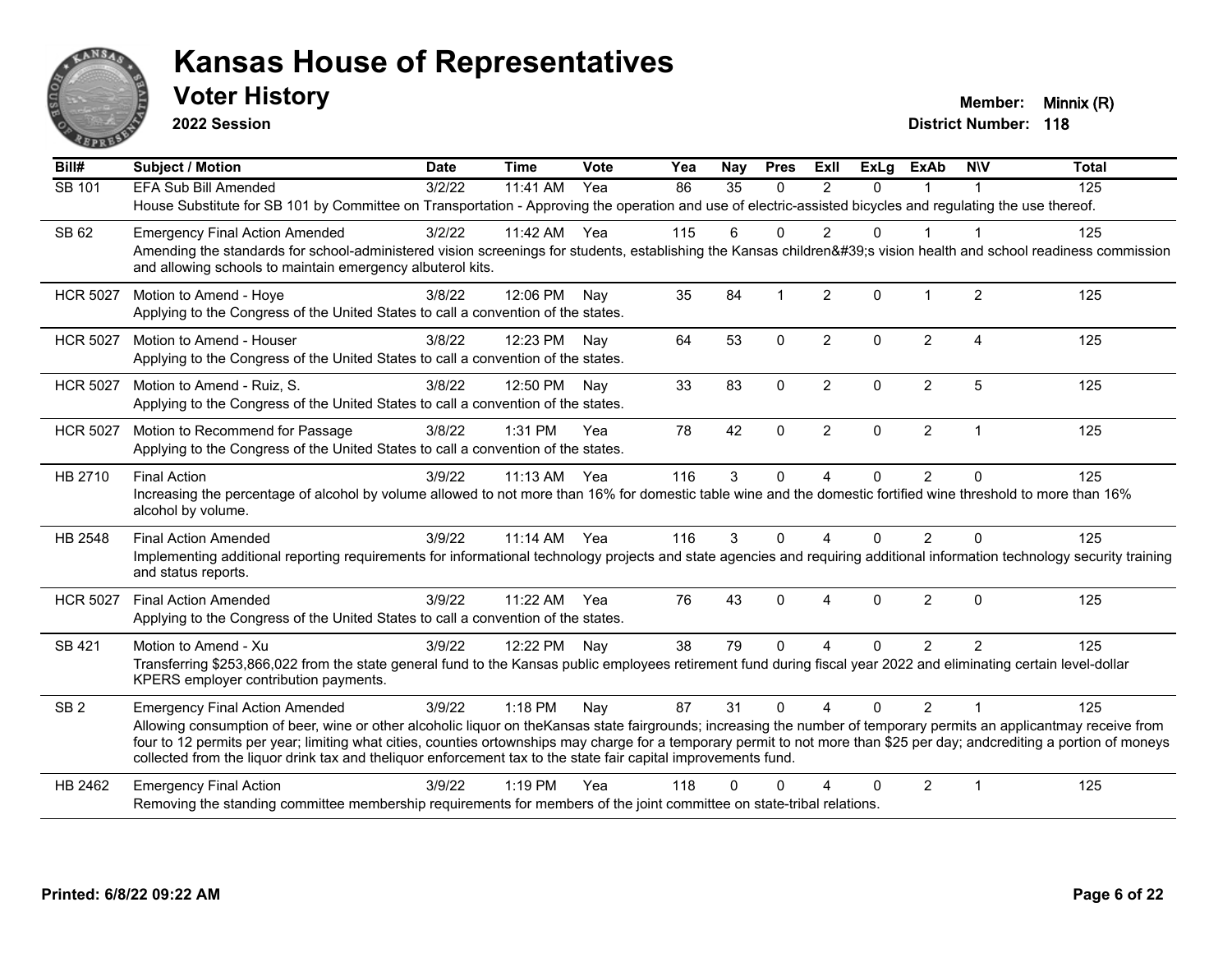# Kansas House of Representatives

## Voter History

**2022 Session**

**Member:** Minnix (R)
**District Number:** 118

| Bill# | Subject / Motion | Date | Time | Vote | Yea | Nay | Pres | ExII | ExLg | ExAb | N\V | Total |
|---|---|---|---|---|---|---|---|---|---|---|---|---|
| SB 101 | EFA Sub Bill Amended | 3/2/22 | 11:41 AM | Yea | 86 | 35 | 0 | 2 | 0 | 1 | 1 | 125 |
| | House Substitute for SB 101 by Committee on Transportation - Approving the operation and use of electric-assisted bicycles and regulating the use thereof. | | | | | | | | | | | |
| SB 62 | Emergency Final Action Amended | 3/2/22 | 11:42 AM | Yea | 115 | 6 | 0 | 2 | 0 | 1 | 1 | 125 |
| | Amending the standards for school-administered vision screenings for students, establishing the Kansas children&#39;s vision health and school readiness commission and allowing schools to maintain emergency albuterol kits. | | | | | | | | | | | |
| HCR 5027 | Motion to Amend - Hoye | 3/8/22 | 12:06 PM | Nay | 35 | 84 | 1 | 2 | 0 | 1 | 2 | 125 |
| | Applying to the Congress of the United States to call a convention of the states. | | | | | | | | | | | |
| HCR 5027 | Motion to Amend - Houser | 3/8/22 | 12:23 PM | Nay | 64 | 53 | 0 | 2 | 0 | 2 | 4 | 125 |
| | Applying to the Congress of the United States to call a convention of the states. | | | | | | | | | | | |
| HCR 5027 | Motion to Amend - Ruiz, S. | 3/8/22 | 12:50 PM | Nay | 33 | 83 | 0 | 2 | 0 | 2 | 5 | 125 |
| | Applying to the Congress of the United States to call a convention of the states. | | | | | | | | | | | |
| HCR 5027 | Motion to Recommend for Passage | 3/8/22 | 1:31 PM | Yea | 78 | 42 | 0 | 2 | 0 | 2 | 1 | 125 |
| | Applying to the Congress of the United States to call a convention of the states. | | | | | | | | | | | |
| HB 2710 | Final Action | 3/9/22 | 11:13 AM | Yea | 116 | 3 | 0 | 4 | 0 | 2 | 0 | 125 |
| | Increasing the percentage of alcohol by volume allowed to not more than 16% for domestic table wine and the domestic fortified wine threshold to more than 16% alcohol by volume. | | | | | | | | | | | |
| HB 2548 | Final Action Amended | 3/9/22 | 11:14 AM | Yea | 116 | 3 | 0 | 4 | 0 | 2 | 0 | 125 |
| | Implementing additional reporting requirements for informational technology projects and state agencies and requiring additional information technology security training and status reports. | | | | | | | | | | | |
| HCR 5027 | Final Action Amended | 3/9/22 | 11:22 AM | Yea | 76 | 43 | 0 | 4 | 0 | 2 | 0 | 125 |
| | Applying to the Congress of the United States to call a convention of the states. | | | | | | | | | | | |
| SB 421 | Motion to Amend - Xu | 3/9/22 | 12:22 PM | Nay | 38 | 79 | 0 | 4 | 0 | 2 | 2 | 125 |
| | Transferring $253,866,022 from the state general fund to the Kansas public employees retirement fund during fiscal year 2022 and eliminating certain level-dollar KPERS employer contribution payments. | | | | | | | | | | | |
| SB 2 | Emergency Final Action Amended | 3/9/22 | 1:18 PM | Nay | 87 | 31 | 0 | 4 | 0 | 2 | 1 | 125 |
| | Allowing consumption of beer, wine or other alcoholic liquor on theKansas state fairgrounds; increasing the number of temporary permits an applicantmay receive from four to 12 permits per year; limiting what cities, counties ortownships may charge for a temporary permit to not more than $25 per day; andcrediting a portion of moneys collected from the liquor drink tax and theliquor enforcement tax to the state fair capital improvements fund. | | | | | | | | | | | |
| HB 2462 | Emergency Final Action | 3/9/22 | 1:19 PM | Yea | 118 | 0 | 0 | 4 | 0 | 2 | 1 | 125 |
| | Removing the standing committee membership requirements for members of the joint committee on state-tribal relations. | | | | | | | | | | | |

**Printed: 6/8/22 09:22 AM**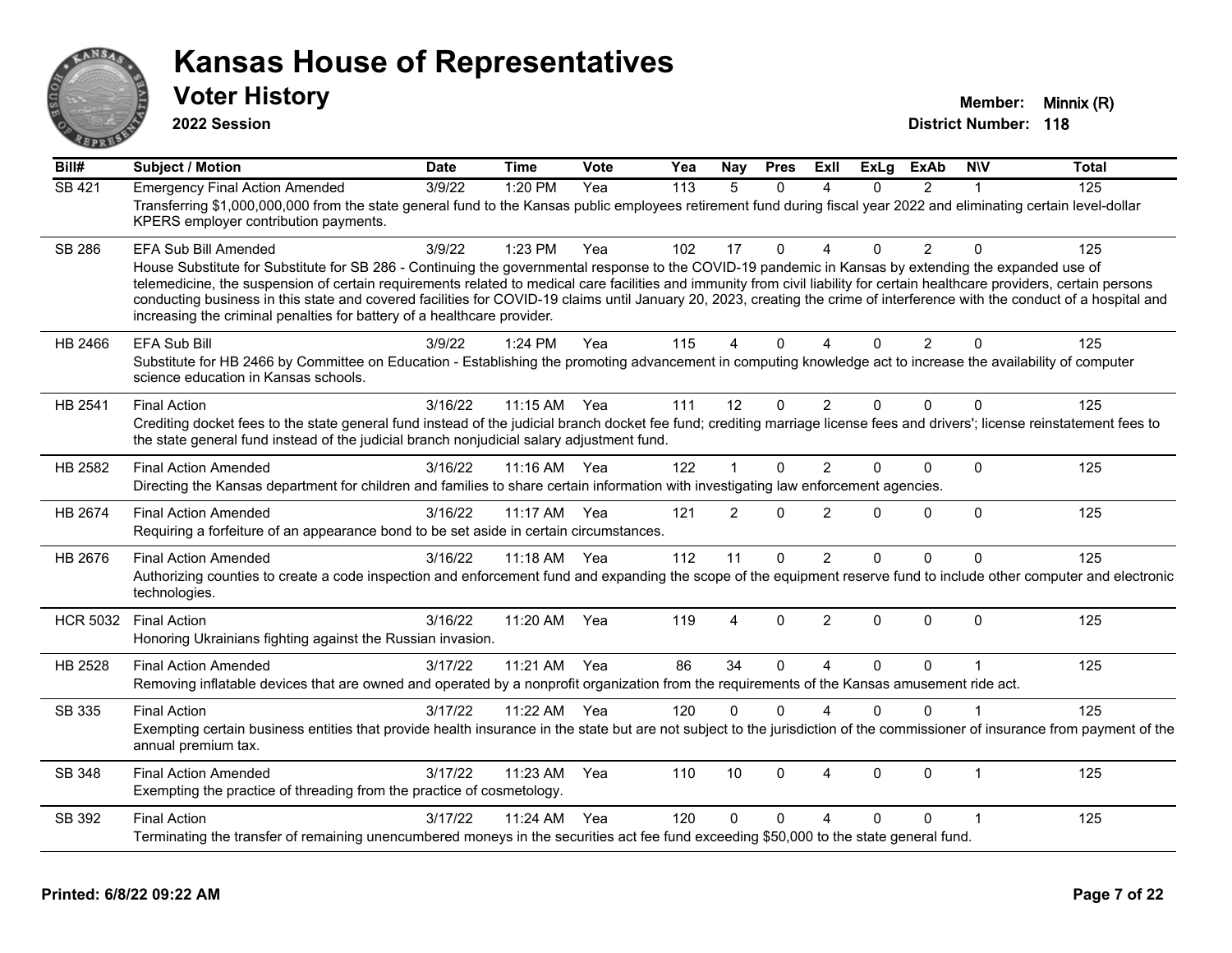# Kansas House of Representatives

## Voter History

**2022 Session**

**Member:** Minnix (R)
**District Number:** 118

| Bill# | Subject / Motion | Date | Time | Vote | Yea | Nay | Pres | ExII | ExLg | ExAb | N\V | Total |
|---|---|---|---|---|---|---|---|---|---|---|---|---|
| SB 421 | Emergency Final Action Amended | 3/9/22 | 1:20 PM | Yea | 113 | 5 | 0 | 4 | 0 | 2 | 1 | 125 |
| | Transferring $1,000,000,000 from the state general fund to the Kansas public employees retirement fund during fiscal year 2022 and eliminating certain level-dollar KPERS employer contribution payments. | | | | | | | | | | | |
| SB 286 | EFA Sub Bill Amended | 3/9/22 | 1:23 PM | Yea | 102 | 17 | 0 | 4 | 0 | 2 | 0 | 125 |
| | House Substitute for Substitute for SB 286 - Continuing the governmental response to the COVID-19 pandemic in Kansas by extending the expanded use of telemedicine, the suspension of certain requirements related to medical care facilities and immunity from civil liability for certain healthcare providers, certain persons conducting business in this state and covered facilities for COVID-19 claims until January 20, 2023, creating the crime of interference with the conduct of a hospital and increasing the criminal penalties for battery of a healthcare provider. | | | | | | | | | | | |
| HB 2466 | EFA Sub Bill | 3/9/22 | 1:24 PM | Yea | 115 | 4 | 0 | 4 | 0 | 2 | 0 | 125 |
| | Substitute for HB 2466 by Committee on Education - Establishing the promoting advancement in computing knowledge act to increase the availability of computer science education in Kansas schools. | | | | | | | | | | | |
| HB 2541 | Final Action | 3/16/22 | 11:15 AM | Yea | 111 | 12 | 0 | 2 | 0 | 0 | 0 | 125 |
| | Crediting docket fees to the state general fund instead of the judicial branch docket fee fund; crediting marriage license fees and drivers'; license reinstatement fees to the state general fund instead of the judicial branch nonjudicial salary adjustment fund. | | | | | | | | | | | |
| HB 2582 | Final Action Amended | 3/16/22 | 11:16 AM | Yea | 122 | 1 | 0 | 2 | 0 | 0 | 0 | 125 |
| | Directing the Kansas department for children and families to share certain information with investigating law enforcement agencies. | | | | | | | | | | | |
| HB 2674 | Final Action Amended | 3/16/22 | 11:17 AM | Yea | 121 | 2 | 0 | 2 | 0 | 0 | 0 | 125 |
| | Requiring a forfeiture of an appearance bond to be set aside in certain circumstances. | | | | | | | | | | | |
| HB 2676 | Final Action Amended | 3/16/22 | 11:18 AM | Yea | 112 | 11 | 0 | 2 | 0 | 0 | 0 | 125 |
| | Authorizing counties to create a code inspection and enforcement fund and expanding the scope of the equipment reserve fund to include other computer and electronic technologies. | | | | | | | | | | | |
| HCR 5032 | Final Action | 3/16/22 | 11:20 AM | Yea | 119 | 4 | 0 | 2 | 0 | 0 | 0 | 125 |
| | Honoring Ukrainians fighting against the Russian invasion. | | | | | | | | | | | |
| HB 2528 | Final Action Amended | 3/17/22 | 11:21 AM | Yea | 86 | 34 | 0 | 4 | 0 | 0 | 1 | 125 |
| | Removing inflatable devices that are owned and operated by a nonprofit organization from the requirements of the Kansas amusement ride act. | | | | | | | | | | | |
| SB 335 | Final Action | 3/17/22 | 11:22 AM | Yea | 120 | 0 | 0 | 4 | 0 | 0 | 1 | 125 |
| | Exempting certain business entities that provide health insurance in the state but are not subject to the jurisdiction of the commissioner of insurance from payment of the annual premium tax. | | | | | | | | | | | |
| SB 348 | Final Action Amended | 3/17/22 | 11:23 AM | Yea | 110 | 10 | 0 | 4 | 0 | 0 | 1 | 125 |
| | Exempting the practice of threading from the practice of cosmetology. | | | | | | | | | | | |
| SB 392 | Final Action | 3/17/22 | 11:24 AM | Yea | 120 | 0 | 0 | 4 | 0 | 0 | 1 | 125 |
| | Terminating the transfer of remaining unencumbered moneys in the securities act fee fund exceeding $50,000 to the state general fund. | | | | | | | | | | | |

**Printed: 6/8/22 09:22 AM**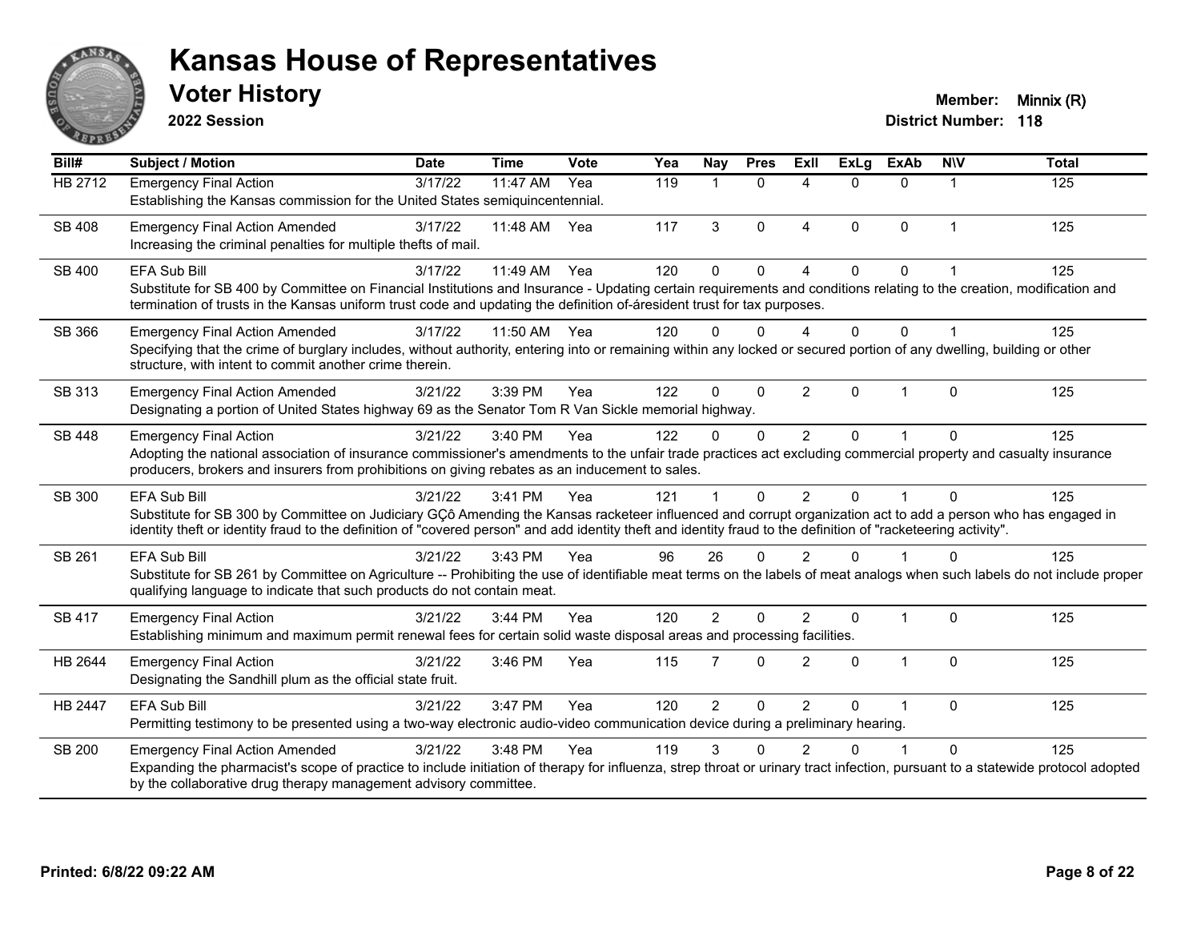# Kansas House of Representatives

## Voter History

**2022 Session**

**Member:** Minnix (R)
**District Number:** 118

| Bill# | Subject / Motion | Date | Time | Vote | Yea | Nay | Pres | ExII | ExLg | ExAb | N\V | Total |
|---|---|---|---|---|---|---|---|---|---|---|---|---|
| HB 2712 | Emergency Final Action<br>Establishing the Kansas commission for the United States semiquincentennial. | 3/17/22 | 11:47 AM | Yea | 119 | 1 | 0 | 4 | 0 | 0 | 1 | 125 |
| SB 408 | Emergency Final Action Amended<br>Increasing the criminal penalties for multiple thefts of mail. | 3/17/22 | 11:48 AM | Yea | 117 | 3 | 0 | 4 | 0 | 0 | 1 | 125 |
| SB 400 | EFA Sub Bill<br>Substitute for SB 400 by Committee on Financial Institutions and Insurance - Updating certain requirements and conditions relating to the creation, modification and termination of trusts in the Kansas uniform trust code and updating the definition of-áresident trust for tax purposes. | 3/17/22 | 11:49 AM | Yea | 120 | 0 | 0 | 4 | 0 | 0 | 1 | 125 |
| SB 366 | Emergency Final Action Amended<br>Specifying that the crime of burglary includes, without authority, entering into or remaining within any locked or secured portion of any dwelling, building or other structure, with intent to commit another crime therein. | 3/17/22 | 11:50 AM | Yea | 120 | 0 | 0 | 4 | 0 | 0 | 1 | 125 |
| SB 313 | Emergency Final Action Amended<br>Designating a portion of United States highway 69 as the Senator Tom R Van Sickle memorial highway. | 3/21/22 | 3:39 PM | Yea | 122 | 0 | 0 | 2 | 0 | 1 | 0 | 125 |
| SB 448 | Emergency Final Action<br>Adopting the national association of insurance commissioner's amendments to the unfair trade practices act excluding commercial property and casualty insurance producers, brokers and insurers from prohibitions on giving rebates as an inducement to sales. | 3/21/22 | 3:40 PM | Yea | 122 | 0 | 0 | 2 | 0 | 1 | 0 | 125 |
| SB 300 | EFA Sub Bill<br>Substitute for SB 300 by Committee on Judiciary GÇô Amending the Kansas racketeer influenced and corrupt organization act to add a person who has engaged in identity theft or identity fraud to the definition of "covered person" and add identity theft and identity fraud to the definition of "racketeering activity". | 3/21/22 | 3:41 PM | Yea | 121 | 1 | 0 | 2 | 0 | 1 | 0 | 125 |
| SB 261 | EFA Sub Bill<br>Substitute for SB 261 by Committee on Agriculture -- Prohibiting the use of identifiable meat terms on the labels of meat analogs when such labels do not include proper qualifying language to indicate that such products do not contain meat. | 3/21/22 | 3:43 PM | Yea | 96 | 26 | 0 | 2 | 0 | 1 | 0 | 125 |
| SB 417 | Emergency Final Action<br>Establishing minimum and maximum permit renewal fees for certain solid waste disposal areas and processing facilities. | 3/21/22 | 3:44 PM | Yea | 120 | 2 | 0 | 2 | 0 | 1 | 0 | 125 |
| HB 2644 | Emergency Final Action<br>Designating the Sandhill plum as the official state fruit. | 3/21/22 | 3:46 PM | Yea | 115 | 7 | 0 | 2 | 0 | 1 | 0 | 125 |
| HB 2447 | EFA Sub Bill<br>Permitting testimony to be presented using a two-way electronic audio-video communication device during a preliminary hearing. | 3/21/22 | 3:47 PM | Yea | 120 | 2 | 0 | 2 | 0 | 1 | 0 | 125 |
| SB 200 | Emergency Final Action Amended<br>Expanding the pharmacist's scope of practice to include initiation of therapy for influenza, strep throat or urinary tract infection, pursuant to a statewide protocol adopted by the collaborative drug therapy management advisory committee. | 3/21/22 | 3:48 PM | Yea | 119 | 3 | 0 | 2 | 0 | 1 | 0 | 125 |

**Printed: 6/8/22 09:22 AM**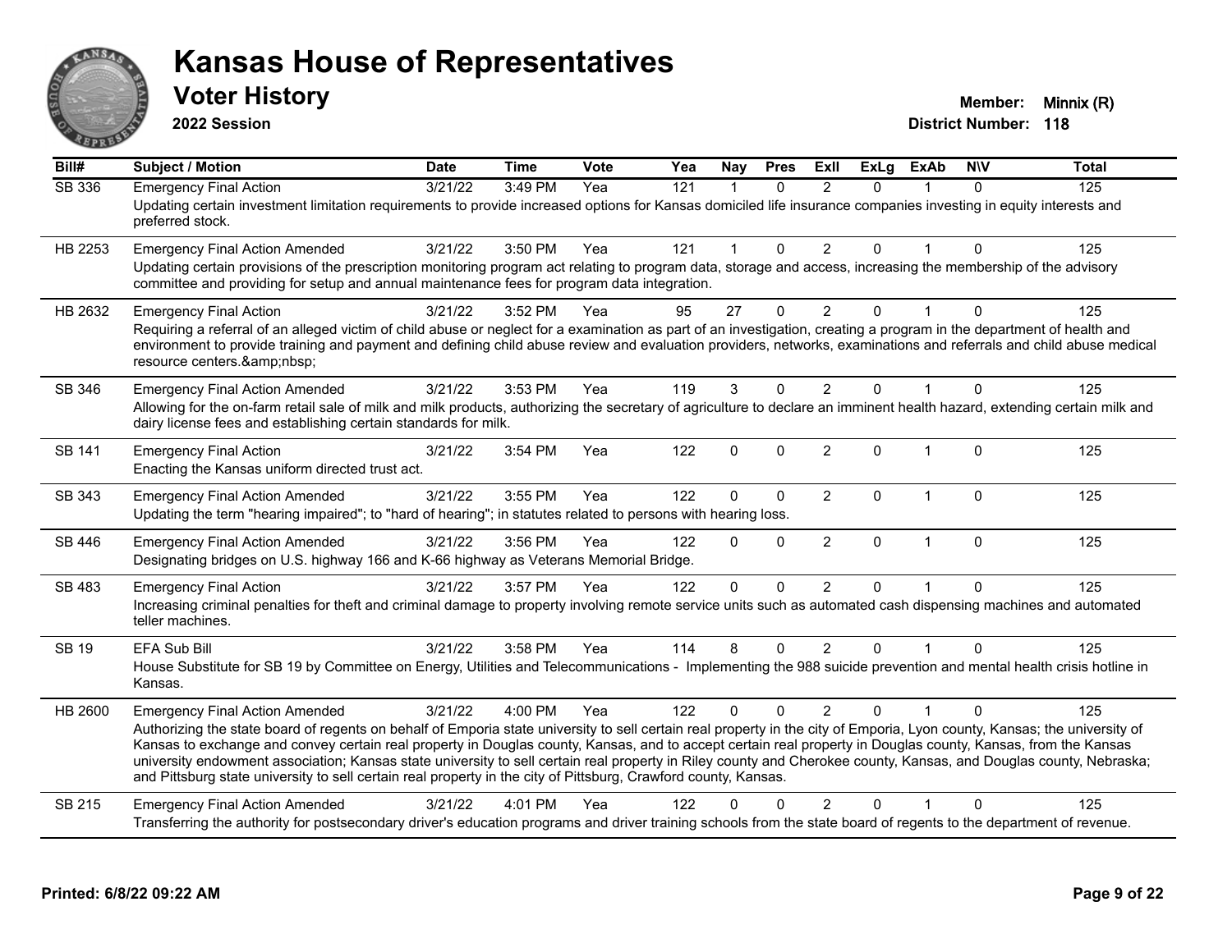# Kansas House of Representatives

## Voter History

**2022 Session**

**Member:** Minnix (R)

**District Number:** 118

| Bill# | Subject / Motion | Date | Time | Vote | Yea | Nay | Pres | ExII | ExLg | ExAb | N\V | Total |
|---|---|---|---|---|---|---|---|---|---|---|---|---|
| SB 336 | Emergency Final Action | 3/21/22 | 3:49 PM | Yea | 121 | 1 | 0 | 2 | 0 | 1 | 0 | 125 |
| | Updating certain investment limitation requirements to provide increased options for Kansas domiciled life insurance companies investing in equity interests and preferred stock. | | | | | | | | | | | |
| HB 2253 | Emergency Final Action Amended | 3/21/22 | 3:50 PM | Yea | 121 | 1 | 0 | 2 | 0 | 1 | 0 | 125 |
| | Updating certain provisions of the prescription monitoring program act relating to program data, storage and access, increasing the membership of the advisory committee and providing for setup and annual maintenance fees for program data integration. | | | | | | | | | | | |
| HB 2632 | Emergency Final Action | 3/21/22 | 3:52 PM | Yea | 95 | 27 | 0 | 2 | 0 | 1 | 0 | 125 |
| | Requiring a referral of an alleged victim of child abuse or neglect for a examination as part of an investigation, creating a program in the department of health and environment to provide training and payment and defining child abuse review and evaluation providers, networks, examinations and referrals and child abuse medical resource centers.&amp;nbsp; | | | | | | | | | | | |
| SB 346 | Emergency Final Action Amended | 3/21/22 | 3:53 PM | Yea | 119 | 3 | 0 | 2 | 0 | 1 | 0 | 125 |
| | Allowing for the on-farm retail sale of milk and milk products, authorizing the secretary of agriculture to declare an imminent health hazard, extending certain milk and dairy license fees and establishing certain standards for milk. | | | | | | | | | | | |
| SB 141 | Emergency Final Action | 3/21/22 | 3:54 PM | Yea | 122 | 0 | 0 | 2 | 0 | 1 | 0 | 125 |
| | Enacting the Kansas uniform directed trust act. | | | | | | | | | | | |
| SB 343 | Emergency Final Action Amended | 3/21/22 | 3:55 PM | Yea | 122 | 0 | 0 | 2 | 0 | 1 | 0 | 125 |
| | Updating the term "hearing impaired"; to "hard of hearing"; in statutes related to persons with hearing loss. | | | | | | | | | | | |
| SB 446 | Emergency Final Action Amended | 3/21/22 | 3:56 PM | Yea | 122 | 0 | 0 | 2 | 0 | 1 | 0 | 125 |
| | Designating bridges on U.S. highway 166 and K-66 highway as Veterans Memorial Bridge. | | | | | | | | | | | |
| SB 483 | Emergency Final Action | 3/21/22 | 3:57 PM | Yea | 122 | 0 | 0 | 2 | 0 | 1 | 0 | 125 |
| | Increasing criminal penalties for theft and criminal damage to property involving remote service units such as automated cash dispensing machines and automated teller machines. | | | | | | | | | | | |
| SB 19 | EFA Sub Bill | 3/21/22 | 3:58 PM | Yea | 114 | 8 | 0 | 2 | 0 | 1 | 0 | 125 |
| | House Substitute for SB 19 by Committee on Energy, Utilities and Telecommunications - Implementing the 988 suicide prevention and mental health crisis hotline in Kansas. | | | | | | | | | | | |
| HB 2600 | Emergency Final Action Amended | 3/21/22 | 4:00 PM | Yea | 122 | 0 | 0 | 2 | 0 | 1 | 0 | 125 |
| | Authorizing the state board of regents on behalf of Emporia state university to sell certain real property in the city of Emporia, Lyon county, Kansas; the university of Kansas to exchange and convey certain real property in Douglas county, Kansas, and to accept certain real property in Douglas county, Kansas, from the Kansas university endowment association; Kansas state university to sell certain real property in Riley county and Cherokee county, Kansas, and Douglas county, Nebraska; and Pittsburg state university to sell certain real property in the city of Pittsburg, Crawford county, Kansas. | | | | | | | | | | | |
| SB 215 | Emergency Final Action Amended | 3/21/22 | 4:01 PM | Yea | 122 | 0 | 0 | 2 | 0 | 1 | 0 | 125 |
| | Transferring the authority for postsecondary driver's education programs and driver training schools from the state board of regents to the department of revenue. | | | | | | | | | | | |

**Printed: 6/8/22 09:22 AM**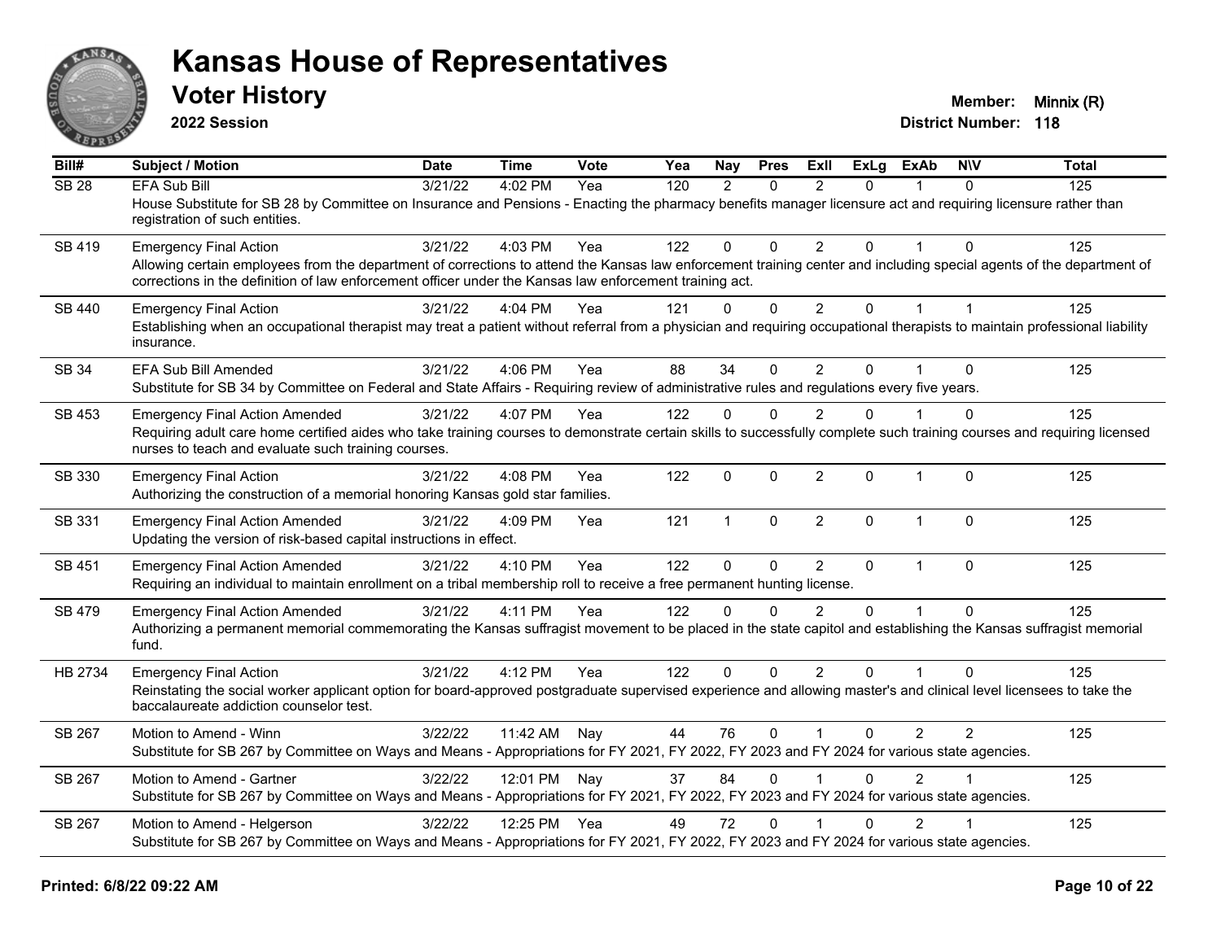# Kansas House of Representatives

## Voter History

**2022 Session**

**Member:** Minnix (R)
**District Number:** 118

| Bill# | Subject / Motion | Date | Time | Vote | Yea | Nay | Pres | ExII | ExLg | ExAb | N\V | Total |
|---|---|---|---|---|---|---|---|---|---|---|---|---|
| SB 28 | EFA Sub Bill | 3/21/22 | 4:02 PM | Yea | 120 | 2 | 0 | 2 | 0 | 1 | 0 | 125 |
| | House Substitute for SB 28 by Committee on Insurance and Pensions - Enacting the pharmacy benefits manager licensure act and requiring licensure rather than registration of such entities. | | | | | | | | | | | |
| SB 419 | Emergency Final Action | 3/21/22 | 4:03 PM | Yea | 122 | 0 | 0 | 2 | 0 | 1 | 0 | 125 |
| | Allowing certain employees from the department of corrections to attend the Kansas law enforcement training center and including special agents of the department of corrections in the definition of law enforcement officer under the Kansas law enforcement training act. | | | | | | | | | | | |
| SB 440 | Emergency Final Action | 3/21/22 | 4:04 PM | Yea | 121 | 0 | 0 | 2 | 0 | 1 | 1 | 125 |
| | Establishing when an occupational therapist may treat a patient without referral from a physician and requiring occupational therapists to maintain professional liability insurance. | | | | | | | | | | | |
| SB 34 | EFA Sub Bill Amended | 3/21/22 | 4:06 PM | Yea | 88 | 34 | 0 | 2 | 0 | 1 | 0 | 125 |
| | Substitute for SB 34 by Committee on Federal and State Affairs - Requiring review of administrative rules and regulations every five years. | | | | | | | | | | | |
| SB 453 | Emergency Final Action Amended | 3/21/22 | 4:07 PM | Yea | 122 | 0 | 0 | 2 | 0 | 1 | 0 | 125 |
| | Requiring adult care home certified aides who take training courses to demonstrate certain skills to successfully complete such training courses and requiring licensed nurses to teach and evaluate such training courses. | | | | | | | | | | | |
| SB 330 | Emergency Final Action | 3/21/22 | 4:08 PM | Yea | 122 | 0 | 0 | 2 | 0 | 1 | 0 | 125 |
| | Authorizing the construction of a memorial honoring Kansas gold star families. | | | | | | | | | | | |
| SB 331 | Emergency Final Action Amended | 3/21/22 | 4:09 PM | Yea | 121 | 1 | 0 | 2 | 0 | 1 | 0 | 125 |
| | Updating the version of risk-based capital instructions in effect. | | | | | | | | | | | |
| SB 451 | Emergency Final Action Amended | 3/21/22 | 4:10 PM | Yea | 122 | 0 | 0 | 2 | 0 | 1 | 0 | 125 |
| | Requiring an individual to maintain enrollment on a tribal membership roll to receive a free permanent hunting license. | | | | | | | | | | | |
| SB 479 | Emergency Final Action Amended | 3/21/22 | 4:11 PM | Yea | 122 | 0 | 0 | 2 | 0 | 1 | 0 | 125 |
| | Authorizing a permanent memorial commemorating the Kansas suffragist movement to be placed in the state capitol and establishing the Kansas suffragist memorial fund. | | | | | | | | | | | |
| HB 2734 | Emergency Final Action | 3/21/22 | 4:12 PM | Yea | 122 | 0 | 0 | 2 | 0 | 1 | 0 | 125 |
| | Reinstating the social worker applicant option for board-approved postgraduate supervised experience and allowing master's and clinical level licensees to take the baccalaureate addiction counselor test. | | | | | | | | | | | |
| SB 267 | Motion to Amend - Winn | 3/22/22 | 11:42 AM | Nay | 44 | 76 | 0 | 1 | 0 | 2 | 2 | 125 |
| | Substitute for SB 267 by Committee on Ways and Means - Appropriations for FY 2021, FY 2022, FY 2023 and FY 2024 for various state agencies. | | | | | | | | | | | |
| SB 267 | Motion to Amend - Gartner | 3/22/22 | 12:01 PM | Nay | 37 | 84 | 0 | 1 | 0 | 2 | 1 | 125 |
| | Substitute for SB 267 by Committee on Ways and Means - Appropriations for FY 2021, FY 2022, FY 2023 and FY 2024 for various state agencies. | | | | | | | | | | | |
| SB 267 | Motion to Amend - Helgerson | 3/22/22 | 12:25 PM | Yea | 49 | 72 | 0 | 1 | 0 | 2 | 1 | 125 |
| | Substitute for SB 267 by Committee on Ways and Means - Appropriations for FY 2021, FY 2022, FY 2023 and FY 2024 for various state agencies. | | | | | | | | | | | |

**Printed: 6/8/22 09:22 AM**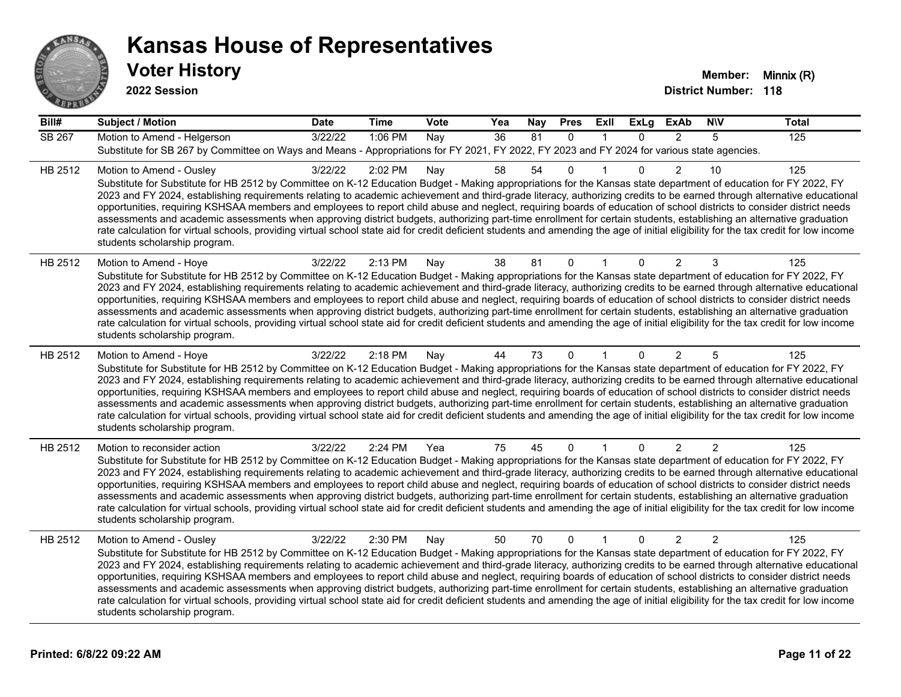# Kansas House of Representatives

## Voter History

**2022 Session**

**Member:** Minnix (R)
**District Number:** 118

| Bill# | Subject / Motion | Date | Time | Vote | Yea | Nay | Pres | ExII | ExLg | ExAb | N\V | Total |
|---|---|---|---|---|---|---|---|---|---|---|---|---|
| SB 267 | Motion to Amend - Helgerson | 3/22/22 | 1:06 PM | Nay | 36 | 81 | 0 | 1 | 0 | 2 | 5 | 125 |
| | Substitute for SB 267 by Committee on Ways and Means - Appropriations for FY 2021, FY 2022, FY 2023 and FY 2024 for various state agencies. | | | | | | | | | | | |
| HB 2512 | Motion to Amend - Ousley | 3/22/22 | 2:02 PM | Nay | 58 | 54 | 0 | 1 | 0 | 2 | 10 | 125 |
| | Substitute for Substitute for HB 2512 by Committee on K-12 Education Budget - Making appropriations for the Kansas state department of education for FY 2022, FY 2023 and FY 2024, establishing requirements relating to academic achievement and third-grade literacy, authorizing credits to be earned through alternative educational opportunities, requiring KSHSAA members and employees to report child abuse and neglect, requiring boards of education of school districts to consider district needs assessments and academic assessments when approving district budgets, authorizing part-time enrollment for certain students, establishing an alternative graduation rate calculation for virtual schools, providing virtual school state aid for credit deficient students and amending the age of initial eligibility for the tax credit for low income students scholarship program. | | | | | | | | | | | |
| HB 2512 | Motion to Amend - Hoye | 3/22/22 | 2:13 PM | Nay | 38 | 81 | 0 | 1 | 0 | 2 | 3 | 125 |
| | Substitute for Substitute for HB 2512 by Committee on K-12 Education Budget - Making appropriations for the Kansas state department of education for FY 2022, FY 2023 and FY 2024, establishing requirements relating to academic achievement and third-grade literacy, authorizing credits to be earned through alternative educational opportunities, requiring KSHSAA members and employees to report child abuse and neglect, requiring boards of education of school districts to consider district needs assessments and academic assessments when approving district budgets, authorizing part-time enrollment for certain students, establishing an alternative graduation rate calculation for virtual schools, providing virtual school state aid for credit deficient students and amending the age of initial eligibility for the tax credit for low income students scholarship program. | | | | | | | | | | | |
| HB 2512 | Motion to Amend - Hoye | 3/22/22 | 2:18 PM | Nay | 44 | 73 | 0 | 1 | 0 | 2 | 5 | 125 |
| | Substitute for Substitute for HB 2512 by Committee on K-12 Education Budget - Making appropriations for the Kansas state department of education for FY 2022, FY 2023 and FY 2024, establishing requirements relating to academic achievement and third-grade literacy, authorizing credits to be earned through alternative educational opportunities, requiring KSHSAA members and employees to report child abuse and neglect, requiring boards of education of school districts to consider district needs assessments and academic assessments when approving district budgets, authorizing part-time enrollment for certain students, establishing an alternative graduation rate calculation for virtual schools, providing virtual school state aid for credit deficient students and amending the age of initial eligibility for the tax credit for low income students scholarship program. | | | | | | | | | | | |
| HB 2512 | Motion to reconsider action | 3/22/22 | 2:24 PM | Yea | 75 | 45 | 0 | 1 | 0 | 2 | 2 | 125 |
| | Substitute for Substitute for HB 2512 by Committee on K-12 Education Budget - Making appropriations for the Kansas state department of education for FY 2022, FY 2023 and FY 2024, establishing requirements relating to academic achievement and third-grade literacy, authorizing credits to be earned through alternative educational opportunities, requiring KSHSAA members and employees to report child abuse and neglect, requiring boards of education of school districts to consider district needs assessments and academic assessments when approving district budgets, authorizing part-time enrollment for certain students, establishing an alternative graduation rate calculation for virtual schools, providing virtual school state aid for credit deficient students and amending the age of initial eligibility for the tax credit for low income students scholarship program. | | | | | | | | | | | |
| HB 2512 | Motion to Amend - Ousley | 3/22/22 | 2:30 PM | Nay | 50 | 70 | 0 | 1 | 0 | 2 | 2 | 125 |
| | Substitute for Substitute for HB 2512 by Committee on K-12 Education Budget - Making appropriations for the Kansas state department of education for FY 2022, FY 2023 and FY 2024, establishing requirements relating to academic achievement and third-grade literacy, authorizing credits to be earned through alternative educational opportunities, requiring KSHSAA members and employees to report child abuse and neglect, requiring boards of education of school districts to consider district needs assessments and academic assessments when approving district budgets, authorizing part-time enrollment for certain students, establishing an alternative graduation rate calculation for virtual schools, providing virtual school state aid for credit deficient students and amending the age of initial eligibility for the tax credit for low income students scholarship program. | | | | | | | | | | | |

**Printed: 6/8/22 09:22 AM**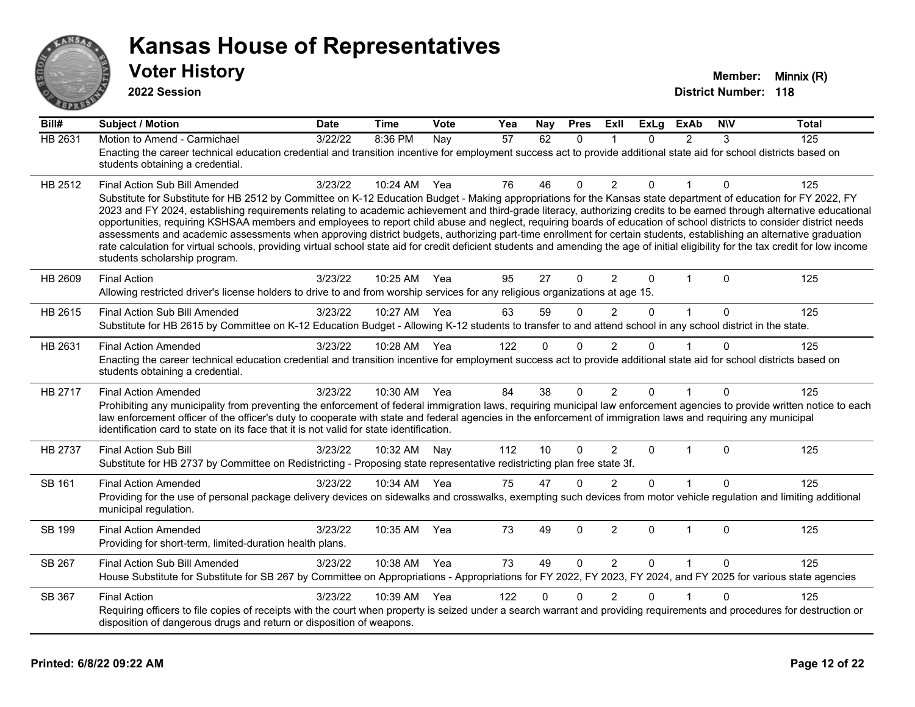# Kansas House of Representatives

## Voter History

**2022 Session**

**Member:** Minnix (R)
**District Number:** 118

| Bill# | Subject / Motion | Date | Time | Vote | Yea | Nay | Pres | ExII | ExLg | ExAb | N\V | Total |
|---|---|---|---|---|---|---|---|---|---|---|---|---|
| HB 2631 | Motion to Amend - Carmichael | 3/22/22 | 8:36 PM | Nay | 57 | 62 | 0 | 1 | 0 | 2 | 3 | 125 |
| | Enacting the career technical education credential and transition incentive for employment success act to provide additional state aid for school districts based on students obtaining a credential. | | | | | | | | | | | |
| HB 2512 | Final Action Sub Bill Amended | 3/23/22 | 10:24 AM | Yea | 76 | 46 | 0 | 2 | 0 | 1 | 0 | 125 |
| | Substitute for Substitute for HB 2512 by Committee on K-12 Education Budget - Making appropriations for the Kansas state department of education for FY 2022, FY 2023 and FY 2024, establishing requirements relating to academic achievement and third-grade literacy, authorizing credits to be earned through alternative educational opportunities, requiring KSHSAA members and employees to report child abuse and neglect, requiring boards of education of school districts to consider district needs assessments and academic assessments when approving district budgets, authorizing part-time enrollment for certain students, establishing an alternative graduation rate calculation for virtual schools, providing virtual school state aid for credit deficient students and amending the age of initial eligibility for the tax credit for low income students scholarship program. | | | | | | | | | | | |
| HB 2609 | Final Action | 3/23/22 | 10:25 AM | Yea | 95 | 27 | 0 | 2 | 0 | 1 | 0 | 125 |
| | Allowing restricted driver's license holders to drive to and from worship services for any religious organizations at age 15. | | | | | | | | | | | |
| HB 2615 | Final Action Sub Bill Amended | 3/23/22 | 10:27 AM | Yea | 63 | 59 | 0 | 2 | 0 | 1 | 0 | 125 |
| | Substitute for HB 2615 by Committee on K-12 Education Budget - Allowing K-12 students to transfer to and attend school in any school district in the state. | | | | | | | | | | | |
| HB 2631 | Final Action Amended | 3/23/22 | 10:28 AM | Yea | 122 | 0 | 0 | 2 | 0 | 1 | 0 | 125 |
| | Enacting the career technical education credential and transition incentive for employment success act to provide additional state aid for school districts based on students obtaining a credential. | | | | | | | | | | | |
| HB 2717 | Final Action Amended | 3/23/22 | 10:30 AM | Yea | 84 | 38 | 0 | 2 | 0 | 1 | 0 | 125 |
| | Prohibiting any municipality from preventing the enforcement of federal immigration laws, requiring municipal law enforcement agencies to provide written notice to each law enforcement officer of the officer's duty to cooperate with state and federal agencies in the enforcement of immigration laws and requiring any municipal identification card to state on its face that it is not valid for state identification. | | | | | | | | | | | |
| HB 2737 | Final Action Sub Bill | 3/23/22 | 10:32 AM | Nay | 112 | 10 | 0 | 2 | 0 | 1 | 0 | 125 |
| | Substitute for HB 2737 by Committee on Redistricting - Proposing state representative redistricting plan free state 3f. | | | | | | | | | | | |
| SB 161 | Final Action Amended | 3/23/22 | 10:34 AM | Yea | 75 | 47 | 0 | 2 | 0 | 1 | 0 | 125 |
| | Providing for the use of personal package delivery devices on sidewalks and crosswalks, exempting such devices from motor vehicle regulation and limiting additional municipal regulation. | | | | | | | | | | | |
| SB 199 | Final Action Amended | 3/23/22 | 10:35 AM | Yea | 73 | 49 | 0 | 2 | 0 | 1 | 0 | 125 |
| | Providing for short-term, limited-duration health plans. | | | | | | | | | | | |
| SB 267 | Final Action Sub Bill Amended | 3/23/22 | 10:38 AM | Yea | 73 | 49 | 0 | 2 | 0 | 1 | 0 | 125 |
| | House Substitute for Substitute for SB 267 by Committee on Appropriations - Appropriations for FY 2022, FY 2023, FY 2024, and FY 2025 for various state agencies | | | | | | | | | | | |
| SB 367 | Final Action | 3/23/22 | 10:39 AM | Yea | 122 | 0 | 0 | 2 | 0 | 1 | 0 | 125 |
| | Requiring officers to file copies of receipts with the court when property is seized under a search warrant and providing requirements and procedures for destruction or disposition of dangerous drugs and return or disposition of weapons. | | | | | | | | | | | |

Printed: 6/8/22 09:22 AM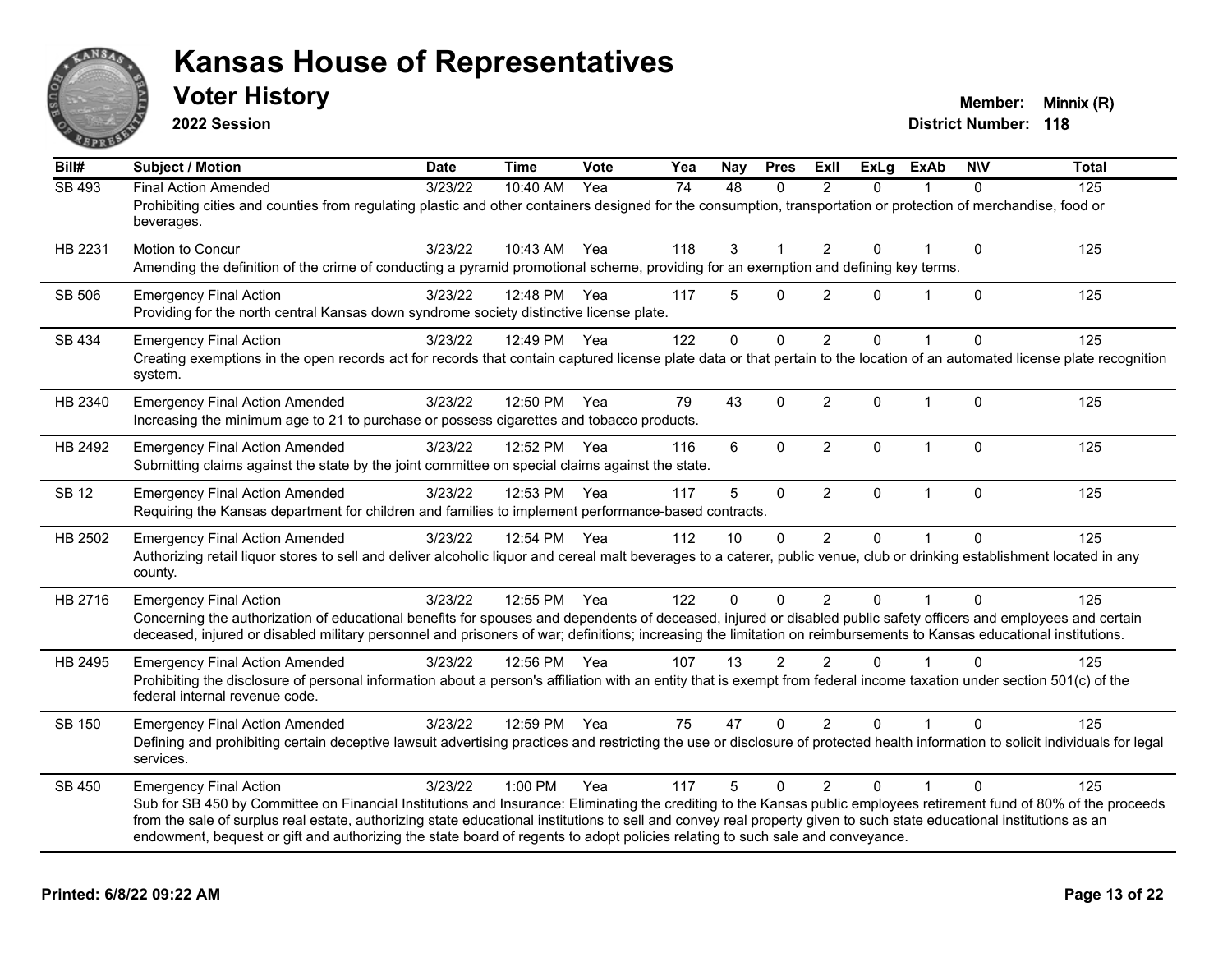# Kansas House of Representatives

## Voter History

**2022 Session**

**Member:** Minnix (R)
**District Number:** 118

| Bill# | Subject / Motion | Date | Time | Vote | Yea | Nay | Pres | ExII | ExLg | ExAb | N\V | Total |
|---|---|---|---|---|---|---|---|---|---|---|---|---|
| SB 493 | Final Action Amended | 3/23/22 | 10:40 AM | Yea | 74 | 48 | 0 | 2 | 0 | 1 | 0 | 125 |
| | Prohibiting cities and counties from regulating plastic and other containers designed for the consumption, transportation or protection of merchandise, food or beverages. | | | | | | | | | | | |
| HB 2231 | Motion to Concur | 3/23/22 | 10:43 AM | Yea | 118 | 3 | 1 | 2 | 0 | 1 | 0 | 125 |
| | Amending the definition of the crime of conducting a pyramid promotional scheme, providing for an exemption and defining key terms. | | | | | | | | | | | |
| SB 506 | Emergency Final Action | 3/23/22 | 12:48 PM | Yea | 117 | 5 | 0 | 2 | 0 | 1 | 0 | 125 |
| | Providing for the north central Kansas down syndrome society distinctive license plate. | | | | | | | | | | | |
| SB 434 | Emergency Final Action | 3/23/22 | 12:49 PM | Yea | 122 | 0 | 0 | 2 | 0 | 1 | 0 | 125 |
| | Creating exemptions in the open records act for records that contain captured license plate data or that pertain to the location of an automated license plate recognition system. | | | | | | | | | | | |
| HB 2340 | Emergency Final Action Amended | 3/23/22 | 12:50 PM | Yea | 79 | 43 | 0 | 2 | 0 | 1 | 0 | 125 |
| | Increasing the minimum age to 21 to purchase or possess cigarettes and tobacco products. | | | | | | | | | | | |
| HB 2492 | Emergency Final Action Amended | 3/23/22 | 12:52 PM | Yea | 116 | 6 | 0 | 2 | 0 | 1 | 0 | 125 |
| | Submitting claims against the state by the joint committee on special claims against the state. | | | | | | | | | | | |
| SB 12 | Emergency Final Action Amended | 3/23/22 | 12:53 PM | Yea | 117 | 5 | 0 | 2 | 0 | 1 | 0 | 125 |
| | Requiring the Kansas department for children and families to implement performance-based contracts. | | | | | | | | | | | |
| HB 2502 | Emergency Final Action Amended | 3/23/22 | 12:54 PM | Yea | 112 | 10 | 0 | 2 | 0 | 1 | 0 | 125 |
| | Authorizing retail liquor stores to sell and deliver alcoholic liquor and cereal malt beverages to a caterer, public venue, club or drinking establishment located in any county. | | | | | | | | | | | |
| HB 2716 | Emergency Final Action | 3/23/22 | 12:55 PM | Yea | 122 | 0 | 0 | 2 | 0 | 1 | 0 | 125 |
| | Concerning the authorization of educational benefits for spouses and dependents of deceased, injured or disabled public safety officers and employees and certain deceased, injured or disabled military personnel and prisoners of war; definitions; increasing the limitation on reimbursements to Kansas educational institutions. | | | | | | | | | | | |
| HB 2495 | Emergency Final Action Amended | 3/23/22 | 12:56 PM | Yea | 107 | 13 | 2 | 2 | 0 | 1 | 0 | 125 |
| | Prohibiting the disclosure of personal information about a person's affiliation with an entity that is exempt from federal income taxation under section 501(c) of the federal internal revenue code. | | | | | | | | | | | |
| SB 150 | Emergency Final Action Amended | 3/23/22 | 12:59 PM | Yea | 75 | 47 | 0 | 2 | 0 | 1 | 0 | 125 |
| | Defining and prohibiting certain deceptive lawsuit advertising practices and restricting the use or disclosure of protected health information to solicit individuals for legal services. | | | | | | | | | | | |
| SB 450 | Emergency Final Action | 3/23/22 | 1:00 PM | Yea | 117 | 5 | 0 | 2 | 0 | 1 | 0 | 125 |
| | Sub for SB 450 by Committee on Financial Institutions and Insurance: Eliminating the crediting to the Kansas public employees retirement fund of 80% of the proceeds from the sale of surplus real estate, authorizing state educational institutions to sell and convey real property given to such state educational institutions as an endowment, bequest or gift and authorizing the state board of regents to adopt policies relating to such sale and conveyance. | | | | | | | | | | | |

**Printed: 6/8/22 09:22 AM**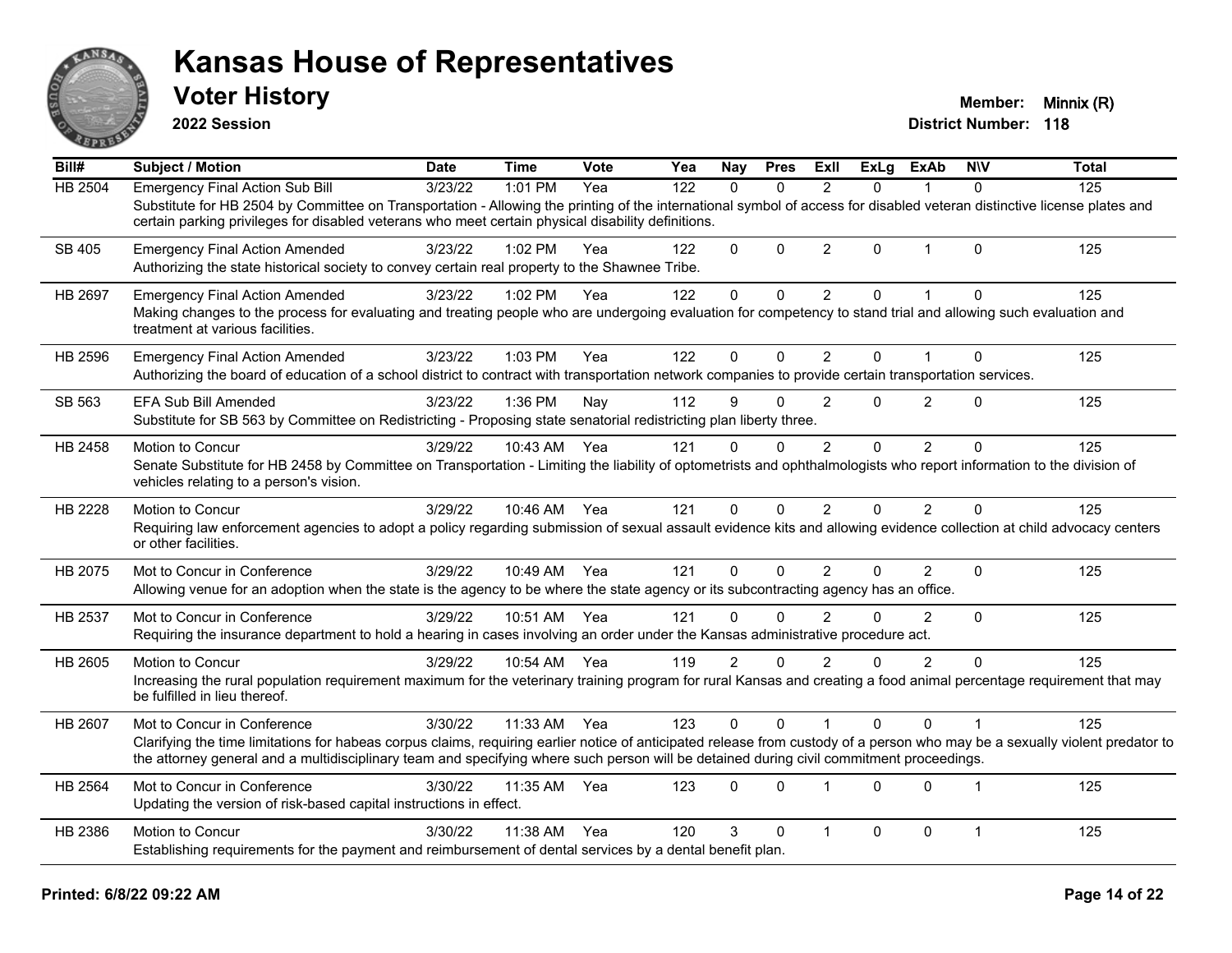# Kansas House of Representatives

## Voter History

**2022 Session**

**Member:** Minnix (R)
**District Number:** 118

| Bill# | Subject / Motion | Date | Time | Vote | Yea | Nay | Pres | ExII | ExLg | ExAb | N\V | Total |
|---|---|---|---|---|---|---|---|---|---|---|---|---|
| HB 2504 | Emergency Final Action Sub Bill | 3/23/22 | 1:01 PM | Yea | 122 | 0 | 0 | 2 | 0 | 1 | 0 | 125 |
| | Substitute for HB 2504 by Committee on Transportation - Allowing the printing of the international symbol of access for disabled veteran distinctive license plates and certain parking privileges for disabled veterans who meet certain physical disability definitions. | | | | | | | | | | | |
| SB 405 | Emergency Final Action Amended | 3/23/22 | 1:02 PM | Yea | 122 | 0 | 0 | 2 | 0 | 1 | 0 | 125 |
| | Authorizing the state historical society to convey certain real property to the Shawnee Tribe. | | | | | | | | | | | |
| HB 2697 | Emergency Final Action Amended | 3/23/22 | 1:02 PM | Yea | 122 | 0 | 0 | 2 | 0 | 1 | 0 | 125 |
| | Making changes to the process for evaluating and treating people who are undergoing evaluation for competency to stand trial and allowing such evaluation and treatment at various facilities. | | | | | | | | | | | |
| HB 2596 | Emergency Final Action Amended | 3/23/22 | 1:03 PM | Yea | 122 | 0 | 0 | 2 | 0 | 1 | 0 | 125 |
| | Authorizing the board of education of a school district to contract with transportation network companies to provide certain transportation services. | | | | | | | | | | | |
| SB 563 | EFA Sub Bill Amended | 3/23/22 | 1:36 PM | Nay | 112 | 9 | 0 | 2 | 0 | 2 | 0 | 125 |
| | Substitute for SB 563 by Committee on Redistricting - Proposing state senatorial redistricting plan liberty three. | | | | | | | | | | | |
| HB 2458 | Motion to Concur | 3/29/22 | 10:43 AM | Yea | 121 | 0 | 0 | 2 | 0 | 2 | 0 | 125 |
| | Senate Substitute for HB 2458 by Committee on Transportation - Limiting the liability of optometrists and ophthalmologists who report information to the division of vehicles relating to a person's vision. | | | | | | | | | | | |
| HB 2228 | Motion to Concur | 3/29/22 | 10:46 AM | Yea | 121 | 0 | 0 | 2 | 0 | 2 | 0 | 125 |
| | Requiring law enforcement agencies to adopt a policy regarding submission of sexual assault evidence kits and allowing evidence collection at child advocacy centers or other facilities. | | | | | | | | | | | |
| HB 2075 | Mot to Concur in Conference | 3/29/22 | 10:49 AM | Yea | 121 | 0 | 0 | 2 | 0 | 2 | 0 | 125 |
| | Allowing venue for an adoption when the state is the agency to be where the state agency or its subcontracting agency has an office. | | | | | | | | | | | |
| HB 2537 | Mot to Concur in Conference | 3/29/22 | 10:51 AM | Yea | 121 | 0 | 0 | 2 | 0 | 2 | 0 | 125 |
| | Requiring the insurance department to hold a hearing in cases involving an order under the Kansas administrative procedure act. | | | | | | | | | | | |
| HB 2605 | Motion to Concur | 3/29/22 | 10:54 AM | Yea | 119 | 2 | 0 | 2 | 0 | 2 | 0 | 125 |
| | Increasing the rural population requirement maximum for the veterinary training program for rural Kansas and creating a food animal percentage requirement that may be fulfilled in lieu thereof. | | | | | | | | | | | |
| HB 2607 | Mot to Concur in Conference | 3/30/22 | 11:33 AM | Yea | 123 | 0 | 0 | 1 | 0 | 0 | 1 | 125 |
| | Clarifying the time limitations for habeas corpus claims, requiring earlier notice of anticipated release from custody of a person who may be a sexually violent predator to the attorney general and a multidisciplinary team and specifying where such person will be detained during civil commitment proceedings. | | | | | | | | | | | |
| HB 2564 | Mot to Concur in Conference | 3/30/22 | 11:35 AM | Yea | 123 | 0 | 0 | 1 | 0 | 0 | 1 | 125 |
| | Updating the version of risk-based capital instructions in effect. | | | | | | | | | | | |
| HB 2386 | Motion to Concur | 3/30/22 | 11:38 AM | Yea | 120 | 3 | 0 | 1 | 0 | 0 | 1 | 125 |
| | Establishing requirements for the payment and reimbursement of dental services by a dental benefit plan. | | | | | | | | | | | |

**Printed: 6/8/22 09:22 AM**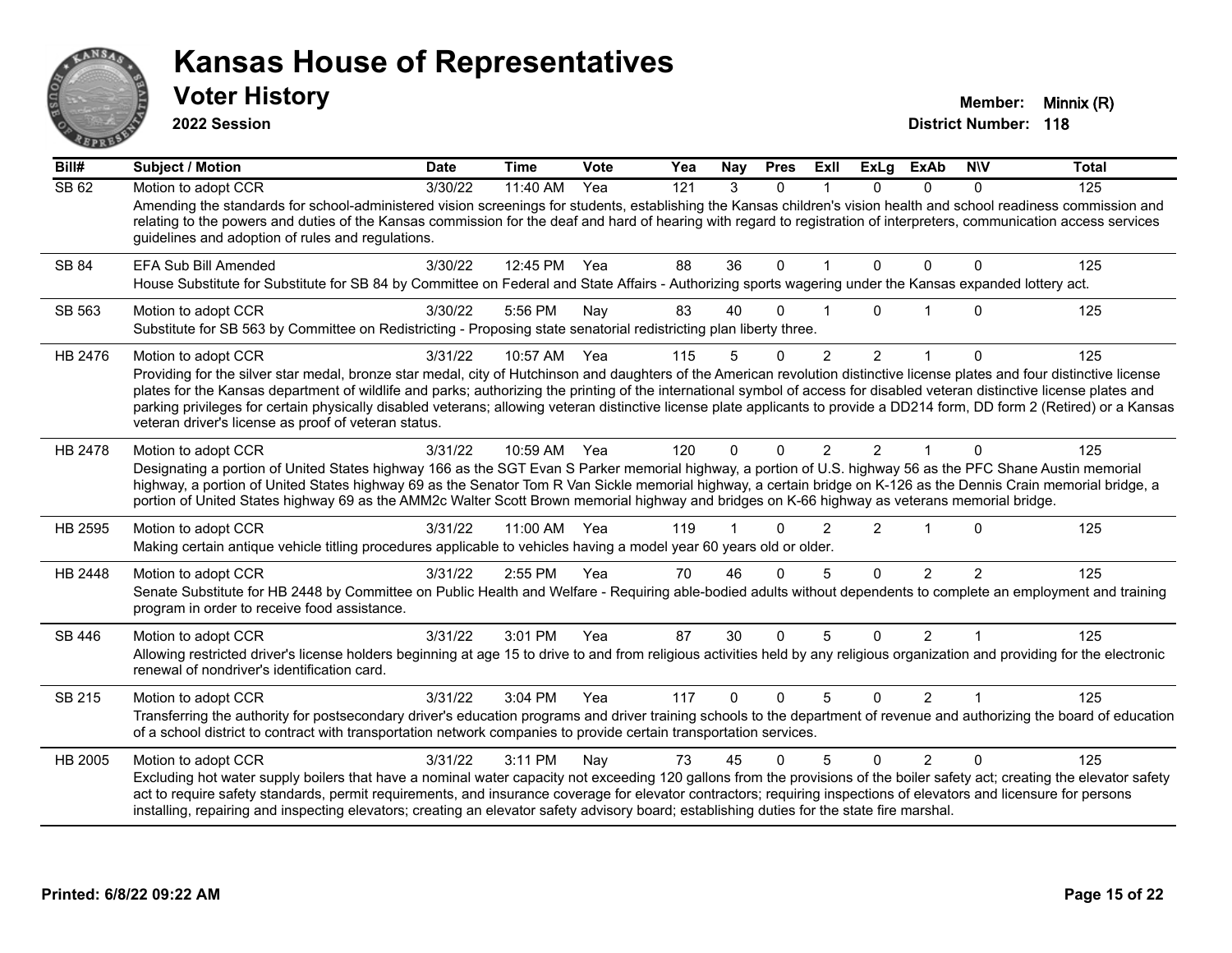# Kansas House of Representatives

## Voter History

**2022 Session**

**Member:** Minnix (R)
**District Number:** 118

| Bill# | Subject / Motion | Date | Time | Vote | Yea | Nay | Pres | ExII | ExLg | ExAb | N\V | Total |
|---|---|---|---|---|---|---|---|---|---|---|---|---|
| SB 62 | Motion to adopt CCR | 3/30/22 | 11:40 AM | Yea | 121 | 3 | 0 | 1 | 0 | 0 | 0 | 125 |
| | Amending the standards for school-administered vision screenings for students, establishing the Kansas children's vision health and school readiness commission and relating to the powers and duties of the Kansas commission for the deaf and hard of hearing with regard to registration of interpreters, communication access services guidelines and adoption of rules and regulations. | | | | | | | | | | | |
| SB 84 | EFA Sub Bill Amended | 3/30/22 | 12:45 PM | Yea | 88 | 36 | 0 | 1 | 0 | 0 | 0 | 125 |
| | House Substitute for Substitute for SB 84 by Committee on Federal and State Affairs - Authorizing sports wagering under the Kansas expanded lottery act. | | | | | | | | | | | |
| SB 563 | Motion to adopt CCR | 3/30/22 | 5:56 PM | Nay | 83 | 40 | 0 | 1 | 0 | 1 | 0 | 125 |
| | Substitute for SB 563 by Committee on Redistricting - Proposing state senatorial redistricting plan liberty three. | | | | | | | | | | | |
| HB 2476 | Motion to adopt CCR | 3/31/22 | 10:57 AM | Yea | 115 | 5 | 0 | 2 | 2 | 1 | 0 | 125 |
| | Providing for the silver star medal, bronze star medal, city of Hutchinson and daughters of the American revolution distinctive license plates and four distinctive license plates for the Kansas department of wildlife and parks; authorizing the printing of the international symbol of access for disabled veteran distinctive license plates and parking privileges for certain physically disabled veterans; allowing veteran distinctive license plate applicants to provide a DD214 form, DD form 2 (Retired) or a Kansas veteran driver's license as proof of veteran status. | | | | | | | | | | | |
| HB 2478 | Motion to adopt CCR | 3/31/22 | 10:59 AM | Yea | 120 | 0 | 0 | 2 | 2 | 1 | 0 | 125 |
| | Designating a portion of United States highway 166 as the SGT Evan S Parker memorial highway, a portion of U.S. highway 56 as the PFC Shane Austin memorial highway, a portion of United States highway 69 as the Senator Tom R Van Sickle memorial highway, a certain bridge on K-126 as the Dennis Crain memorial bridge, a portion of United States highway 69 as the AMM2c Walter Scott Brown memorial highway and bridges on K-66 highway as veterans memorial bridge. | | | | | | | | | | | |
| HB 2595 | Motion to adopt CCR | 3/31/22 | 11:00 AM | Yea | 119 | 1 | 0 | 2 | 2 | 1 | 0 | 125 |
| | Making certain antique vehicle titling procedures applicable to vehicles having a model year 60 years old or older. | | | | | | | | | | | |
| HB 2448 | Motion to adopt CCR | 3/31/22 | 2:55 PM | Yea | 70 | 46 | 0 | 5 | 0 | 2 | 2 | 125 |
| | Senate Substitute for HB 2448 by Committee on Public Health and Welfare - Requiring able-bodied adults without dependents to complete an employment and training program in order to receive food assistance. | | | | | | | | | | | |
| SB 446 | Motion to adopt CCR | 3/31/22 | 3:01 PM | Yea | 87 | 30 | 0 | 5 | 0 | 2 | 1 | 125 |
| | Allowing restricted driver's license holders beginning at age 15 to drive to and from religious activities held by any religious organization and providing for the electronic renewal of nondriver's identification card. | | | | | | | | | | | |
| SB 215 | Motion to adopt CCR | 3/31/22 | 3:04 PM | Yea | 117 | 0 | 0 | 5 | 0 | 2 | 1 | 125 |
| | Transferring the authority for postsecondary driver's education programs and driver training schools to the department of revenue and authorizing the board of education of a school district to contract with transportation network companies to provide certain transportation services. | | | | | | | | | | | |
| HB 2005 | Motion to adopt CCR | 3/31/22 | 3:11 PM | Nay | 73 | 45 | 0 | 5 | 0 | 2 | 0 | 125 |
| | Excluding hot water supply boilers that have a nominal water capacity not exceeding 120 gallons from the provisions of the boiler safety act; creating the elevator safety act to require safety standards, permit requirements, and insurance coverage for elevator contractors; requiring inspections of elevators and licensure for persons installing, repairing and inspecting elevators; creating an elevator safety advisory board; establishing duties for the state fire marshal. | | | | | | | | | | | |

**Printed: 6/8/22 09:22 AM**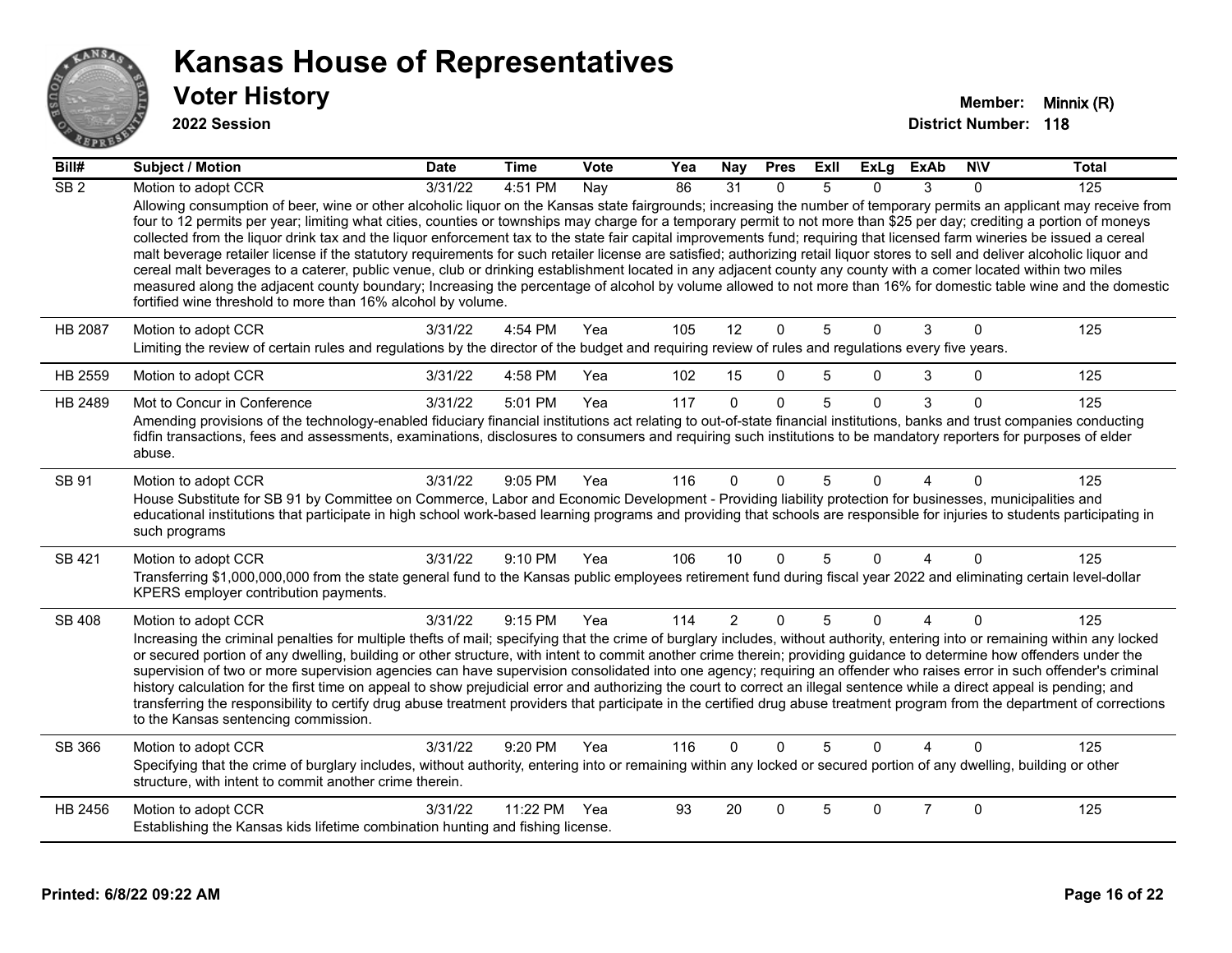# Kansas House of Representatives

## Voter History

**2022 Session**

**Member:** Minnix (R)
**District Number:** 118

| Bill# | Subject / Motion | Date | Time | Vote | Yea | Nay | Pres | ExII | ExLg | ExAb | N\V | Total |
|---|---|---|---|---|---|---|---|---|---|---|---|---|
| SB 2 | Motion to adopt CCR | 3/31/22 | 4:51 PM | Nay | 86 | 31 | 0 | 5 | 0 | 3 | 0 | 125 |
| | Allowing consumption of beer, wine or other alcoholic liquor on the Kansas state fairgrounds; increasing the number of temporary permits an applicant may receive from four to 12 permits per year; limiting what cities, counties or townships may charge for a temporary permit to not more than $25 per day; crediting a portion of moneys collected from the liquor drink tax and the liquor enforcement tax to the state fair capital improvements fund; requiring that licensed farm wineries be issued a cereal malt beverage retailer license if the statutory requirements for such retailer license are satisfied; authorizing retail liquor stores to sell and deliver alcoholic liquor and cereal malt beverages to a caterer, public venue, club or drinking establishment located in any adjacent county any county with a comer located within two miles measured along the adjacent county boundary; Increasing the percentage of alcohol by volume allowed to not more than 16% for domestic table wine and the domestic fortified wine threshold to more than 16% alcohol by volume. | | | | | | | | | | | |
| HB 2087 | Motion to adopt CCR | 3/31/22 | 4:54 PM | Yea | 105 | 12 | 0 | 5 | 0 | 3 | 0 | 125 |
| | Limiting the review of certain rules and regulations by the director of the budget and requiring review of rules and regulations every five years. | | | | | | | | | | | |
| HB 2559 | Motion to adopt CCR | 3/31/22 | 4:58 PM | Yea | 102 | 15 | 0 | 5 | 0 | 3 | 0 | 125 |
| HB 2489 | Mot to Concur in Conference | 3/31/22 | 5:01 PM | Yea | 117 | 0 | 0 | 5 | 0 | 3 | 0 | 125 |
| | Amending provisions of the technology-enabled fiduciary financial institutions act relating to out-of-state financial institutions, banks and trust companies conducting fidfin transactions, fees and assessments, examinations, disclosures to consumers and requiring such institutions to be mandatory reporters for purposes of elder abuse. | | | | | | | | | | | |
| SB 91 | Motion to adopt CCR | 3/31/22 | 9:05 PM | Yea | 116 | 0 | 0 | 5 | 0 | 4 | 0 | 125 |
| | House Substitute for SB 91 by Committee on Commerce, Labor and Economic Development - Providing liability protection for businesses, municipalities and educational institutions that participate in high school work-based learning programs and providing that schools are responsible for injuries to students participating in such programs | | | | | | | | | | | |
| SB 421 | Motion to adopt CCR | 3/31/22 | 9:10 PM | Yea | 106 | 10 | 0 | 5 | 0 | 4 | 0 | 125 |
| | Transferring $1,000,000,000 from the state general fund to the Kansas public employees retirement fund during fiscal year 2022 and eliminating certain level-dollar KPERS employer contribution payments. | | | | | | | | | | | |
| SB 408 | Motion to adopt CCR | 3/31/22 | 9:15 PM | Yea | 114 | 2 | 0 | 5 | 0 | 4 | 0 | 125 |
| | Increasing the criminal penalties for multiple thefts of mail; specifying that the crime of burglary includes, without authority, entering into or remaining within any locked or secured portion of any dwelling, building or other structure, with intent to commit another crime therein; providing guidance to determine how offenders under the supervision of two or more supervision agencies can have supervision consolidated into one agency; requiring an offender who raises error in such offender's criminal history calculation for the first time on appeal to show prejudicial error and authorizing the court to correct an illegal sentence while a direct appeal is pending; and transferring the responsibility to certify drug abuse treatment providers that participate in the certified drug abuse treatment program from the department of corrections to the Kansas sentencing commission. | | | | | | | | | | | |
| SB 366 | Motion to adopt CCR | 3/31/22 | 9:20 PM | Yea | 116 | 0 | 0 | 5 | 0 | 4 | 0 | 125 |
| | Specifying that the crime of burglary includes, without authority, entering into or remaining within any locked or secured portion of any dwelling, building or other structure, with intent to commit another crime therein. | | | | | | | | | | | |
| HB 2456 | Motion to adopt CCR | 3/31/22 | 11:22 PM | Yea | 93 | 20 | 0 | 5 | 0 | 7 | 0 | 125 |
| | Establishing the Kansas kids lifetime combination hunting and fishing license. | | | | | | | | | | | |

**Printed: 6/8/22 09:22 AM**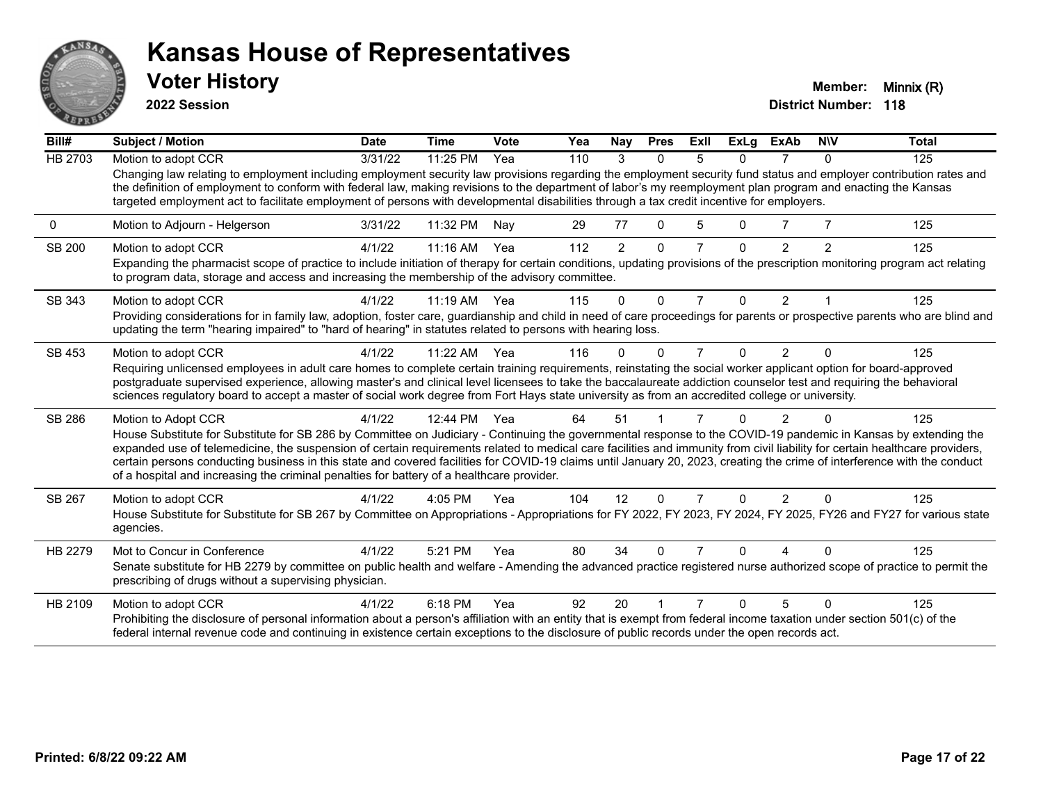# Kansas House of Representatives

## Voter History

**2022 Session**

**Member:** Minnix (R)

**District Number:** 118

| Bill# | Subject / Motion | Date | Time | Vote | Yea | Nay | Pres | ExII | ExLg | ExAb | N\V | Total |
|---|---|---|---|---|---|---|---|---|---|---|---|---|
| HB 2703 | Motion to adopt CCR | 3/31/22 | 11:25 PM | Yea | 110 | 3 | 0 | 5 | 0 | 7 | 0 | 125 |
| | Changing law relating to employment including employment security law provisions regarding the employment security fund status and employer contribution rates and the definition of employment to conform with federal law, making revisions to the department of labor's my reemployment plan program and enacting the Kansas targeted employment act to facilitate employment of persons with developmental disabilities through a tax credit incentive for employers. | | | | | | | | | | | |
| 0 | Motion to Adjourn - Helgerson | 3/31/22 | 11:32 PM | Nay | 29 | 77 | 0 | 5 | 0 | 7 | 7 | 125 |
| SB 200 | Motion to adopt CCR | 4/1/22 | 11:16 AM | Yea | 112 | 2 | 0 | 7 | 0 | 2 | 2 | 125 |
| | Expanding the pharmacist scope of practice to include initiation of therapy for certain conditions, updating provisions of the prescription monitoring program act relating to program data, storage and access and increasing the membership of the advisory committee. | | | | | | | | | | | |
| SB 343 | Motion to adopt CCR | 4/1/22 | 11:19 AM | Yea | 115 | 0 | 0 | 7 | 0 | 2 | 1 | 125 |
| | Providing considerations for in family law, adoption, foster care, guardianship and child in need of care proceedings for parents or prospective parents who are blind and updating the term "hearing impaired" to "hard of hearing" in statutes related to persons with hearing loss. | | | | | | | | | | | |
| SB 453 | Motion to adopt CCR | 4/1/22 | 11:22 AM | Yea | 116 | 0 | 0 | 7 | 0 | 2 | 0 | 125 |
| | Requiring unlicensed employees in adult care homes to complete certain training requirements, reinstating the social worker applicant option for board-approved postgraduate supervised experience, allowing master's and clinical level licensees to take the baccalaureate addiction counselor test and requiring the behavioral sciences regulatory board to accept a master of social work degree from Fort Hays state university as from an accredited college or university. | | | | | | | | | | | |
| SB 286 | Motion to Adopt CCR | 4/1/22 | 12:44 PM | Yea | 64 | 51 | 1 | 7 | 0 | 2 | 0 | 125 |
| | House Substitute for Substitute for SB 286 by Committee on Judiciary - Continuing the governmental response to the COVID-19 pandemic in Kansas by extending the expanded use of telemedicine, the suspension of certain requirements related to medical care facilities and immunity from civil liability for certain healthcare providers, certain persons conducting business in this state and covered facilities for COVID-19 claims until January 20, 2023, creating the crime of interference with the conduct of a hospital and increasing the criminal penalties for battery of a healthcare provider. | | | | | | | | | | | |
| SB 267 | Motion to adopt CCR | 4/1/22 | 4:05 PM | Yea | 104 | 12 | 0 | 7 | 0 | 2 | 0 | 125 |
| | House Substitute for Substitute for SB 267 by Committee on Appropriations - Appropriations for FY 2022, FY 2023, FY 2024, FY 2025, FY26 and FY27 for various state agencies. | | | | | | | | | | | |
| HB 2279 | Mot to Concur in Conference | 4/1/22 | 5:21 PM | Yea | 80 | 34 | 0 | 7 | 0 | 4 | 0 | 125 |
| | Senate substitute for HB 2279 by committee on public health and welfare - Amending the advanced practice registered nurse authorized scope of practice to permit the prescribing of drugs without a supervising physician. | | | | | | | | | | | |
| HB 2109 | Motion to adopt CCR | 4/1/22 | 6:18 PM | Yea | 92 | 20 | 1 | 7 | 0 | 5 | 0 | 125 |
| | Prohibiting the disclosure of personal information about a person's affiliation with an entity that is exempt from federal income taxation under section 501(c) of the federal internal revenue code and continuing in existence certain exceptions to the disclosure of public records under the open records act. | | | | | | | | | | | |

**Printed: 6/8/22 09:22 AM**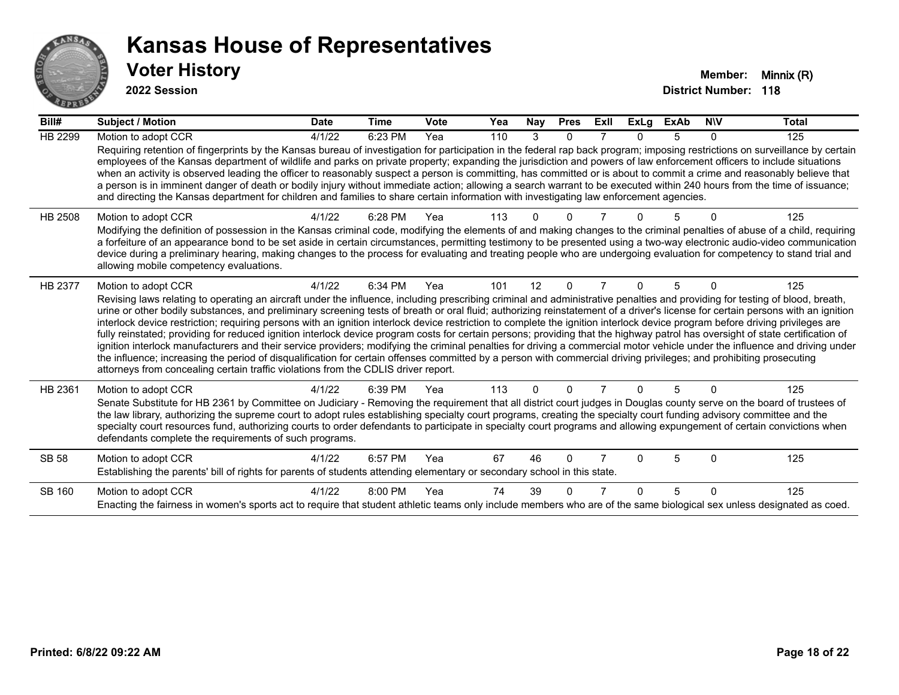# Kansas House of Representatives

## Voter History

**2022 Session**

**Member:** Minnix (R)
**District Number:** 118

| Bill# | Subject / Motion | Date | Time | Vote | Yea | Nay | Pres | ExII | ExLg | ExAb | N\V | Total |
|---|---|---|---|---|---|---|---|---|---|---|---|---|
| HB 2299 | Motion to adopt CCR | 4/1/22 | 6:23 PM | Yea | 110 | 3 | 0 | 7 | 0 | 5 | 0 | 125 |
| | Requiring retention of fingerprints by the Kansas bureau of investigation for participation in the federal rap back program; imposing restrictions on surveillance by certain employees of the Kansas department of wildlife and parks on private property; expanding the jurisdiction and powers of law enforcement officers to include situations when an activity is observed leading the officer to reasonably suspect a person is committing, has committed or is about to commit a crime and reasonably believe that a person is in imminent danger of death or bodily injury without immediate action; allowing a search warrant to be executed within 240 hours from the time of issuance; and directing the Kansas department for children and families to share certain information with investigating law enforcement agencies. | | | | | | | | | | | |
| HB 2508 | Motion to adopt CCR | 4/1/22 | 6:28 PM | Yea | 113 | 0 | 0 | 7 | 0 | 5 | 0 | 125 |
| | Modifying the definition of possession in the Kansas criminal code, modifying the elements of and making changes to the criminal penalties of abuse of a child, requiring a forfeiture of an appearance bond to be set aside in certain circumstances, permitting testimony to be presented using a two-way electronic audio-video communication device during a preliminary hearing, making changes to the process for evaluating and treating people who are undergoing evaluation for competency to stand trial and allowing mobile competency evaluations. | | | | | | | | | | | |
| HB 2377 | Motion to adopt CCR | 4/1/22 | 6:34 PM | Yea | 101 | 12 | 0 | 7 | 0 | 5 | 0 | 125 |
| | Revising laws relating to operating an aircraft under the influence, including prescribing criminal and administrative penalties and providing for testing of blood, breath, urine or other bodily substances, and preliminary screening tests of breath or oral fluid; authorizing reinstatement of a driver's license for certain persons with an ignition interlock device restriction; requiring persons with an ignition interlock device restriction to complete the ignition interlock device program before driving privileges are fully reinstated; providing for reduced ignition interlock device program costs for certain persons; providing that the highway patrol has oversight of state certification of ignition interlock manufacturers and their service providers; modifying the criminal penalties for driving a commercial motor vehicle under the influence and driving under the influence; increasing the period of disqualification for certain offenses committed by a person with commercial driving privileges; and prohibiting prosecuting attorneys from concealing certain traffic violations from the CDLIS driver report. | | | | | | | | | | | |
| HB 2361 | Motion to adopt CCR | 4/1/22 | 6:39 PM | Yea | 113 | 0 | 0 | 7 | 0 | 5 | 0 | 125 |
| | Senate Substitute for HB 2361 by Committee on Judiciary - Removing the requirement that all district court judges in Douglas county serve on the board of trustees of the law library, authorizing the supreme court to adopt rules establishing specialty court programs, creating the specialty court funding advisory committee and the specialty court resources fund, authorizing courts to order defendants to participate in specialty court programs and allowing expungement of certain convictions when defendants complete the requirements of such programs. | | | | | | | | | | | |
| SB 58 | Motion to adopt CCR | 4/1/22 | 6:57 PM | Yea | 67 | 46 | 0 | 7 | 0 | 5 | 0 | 125 |
| | Establishing the parents' bill of rights for parents of students attending elementary or secondary school in this state. | | | | | | | | | | | |
| SB 160 | Motion to adopt CCR | 4/1/22 | 8:00 PM | Yea | 74 | 39 | 0 | 7 | 0 | 5 | 0 | 125 |
| | Enacting the fairness in women's sports act to require that student athletic teams only include members who are of the same biological sex unless designated as coed. | | | | | | | | | | | |

Printed: 6/8/22 09:22 AM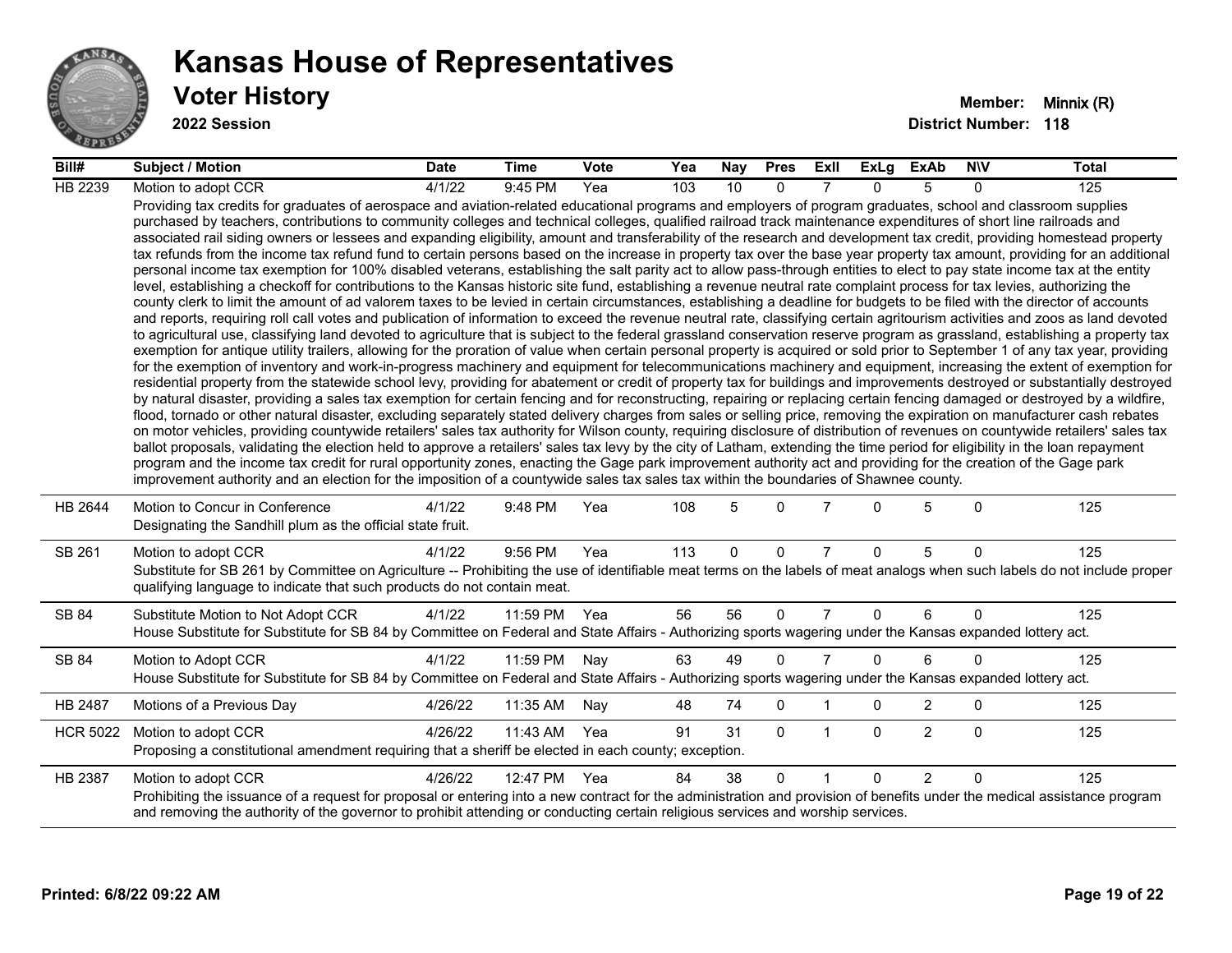# Kansas House of Representatives

## Voter History

**2022 Session**

**Member:** Minnix (R)

**District Number:** 118

| Bill# | Subject / Motion | Date | Time | Vote | Yea | Nay | Pres | ExII | ExLg | ExAb | N\V | Total |
|---|---|---|---|---|---|---|---|---|---|---|---|---|
| HB 2239 | Motion to adopt CCR | 4/1/22 | 9:45 PM | Yea | 103 | 10 | 0 | 7 | 0 | 5 | 0 | 125 |
| | Providing tax credits for graduates of aerospace and aviation-related educational programs and employers of program graduates, school and classroom supplies purchased by teachers, contributions to community colleges and technical colleges, qualified railroad track maintenance expenditures of short line railroads and associated rail siding owners or lessees and expanding eligibility, amount and transferability of the research and development tax credit, providing homestead property tax refunds from the income tax refund fund to certain persons based on the increase in property tax over the base year property tax amount, providing for an additional personal income tax exemption for 100% disabled veterans, establishing the salt parity act to allow pass-through entities to elect to pay state income tax at the entity level, establishing a checkoff for contributions to the Kansas historic site fund, establishing a revenue neutral rate complaint process for tax levies, authorizing the county clerk to limit the amount of ad valorem taxes to be levied in certain circumstances, establishing a deadline for budgets to be filed with the director of accounts and reports, requiring roll call votes and publication of information to exceed the revenue neutral rate, classifying certain agritourism activities and zoos as land devoted to agricultural use, classifying land devoted to agriculture that is subject to the federal grassland conservation reserve program as grassland, establishing a property tax exemption for antique utility trailers, allowing for the proration of value when certain personal property is acquired or sold prior to September 1 of any tax year, providing for the exemption of inventory and work-in-progress machinery and equipment for telecommunications machinery and equipment, increasing the extent of exemption for residential property from the statewide school levy, providing for abatement or credit of property tax for buildings and improvements destroyed or substantially destroyed by natural disaster, providing a sales tax exemption for certain fencing and for reconstructing, repairing or replacing certain fencing damaged or destroyed by a wildfire, flood, tornado or other natural disaster, excluding separately stated delivery charges from sales or selling price, removing the expiration on manufacturer cash rebates on motor vehicles, providing countywide retailers' sales tax authority for Wilson county, requiring disclosure of distribution of revenues on countywide retailers' sales tax ballot proposals, validating the election held to approve a retailers' sales tax levy by the city of Latham, extending the time period for eligibility in the loan repayment program and the income tax credit for rural opportunity zones, enacting the Gage park improvement authority act and providing for the creation of the Gage park improvement authority and an election for the imposition of a countywide sales tax sales tax within the boundaries of Shawnee county. | | | | | | | | | | | |
| HB 2644 | Motion to Concur in Conference | 4/1/22 | 9:48 PM | Yea | 108 | 5 | 0 | 7 | 0 | 5 | 0 | 125 |
| | Designating the Sandhill plum as the official state fruit. | | | | | | | | | | | |
| SB 261 | Motion to adopt CCR | 4/1/22 | 9:56 PM | Yea | 113 | 0 | 0 | 7 | 0 | 5 | 0 | 125 |
| | Substitute for SB 261 by Committee on Agriculture -- Prohibiting the use of identifiable meat terms on the labels of meat analogs when such labels do not include proper qualifying language to indicate that such products do not contain meat. | | | | | | | | | | | |
| SB 84 | Substitute Motion to Not Adopt CCR | 4/1/22 | 11:59 PM | Yea | 56 | 56 | 0 | 7 | 0 | 6 | 0 | 125 |
| | House Substitute for Substitute for SB 84 by Committee on Federal and State Affairs - Authorizing sports wagering under the Kansas expanded lottery act. | | | | | | | | | | | |
| SB 84 | Motion to Adopt CCR | 4/1/22 | 11:59 PM | Nay | 63 | 49 | 0 | 7 | 0 | 6 | 0 | 125 |
| | House Substitute for Substitute for SB 84 by Committee on Federal and State Affairs - Authorizing sports wagering under the Kansas expanded lottery act. | | | | | | | | | | | |
| HB 2487 | Motions of a Previous Day | 4/26/22 | 11:35 AM | Nay | 48 | 74 | 0 | 1 | 0 | 2 | 0 | 125 |
| HCR 5022 | Motion to adopt CCR | 4/26/22 | 11:43 AM | Yea | 91 | 31 | 0 | 1 | 0 | 2 | 0 | 125 |
| | Proposing a constitutional amendment requiring that a sheriff be elected in each county; exception. | | | | | | | | | | | |
| HB 2387 | Motion to adopt CCR | 4/26/22 | 12:47 PM | Yea | 84 | 38 | 0 | 1 | 0 | 2 | 0 | 125 |
| | Prohibiting the issuance of a request for proposal or entering into a new contract for the administration and provision of benefits under the medical assistance program and removing the authority of the governor to prohibit attending or conducting certain religious services and worship services. | | | | | | | | | | | |

**Printed: 6/8/22 09:22 AM**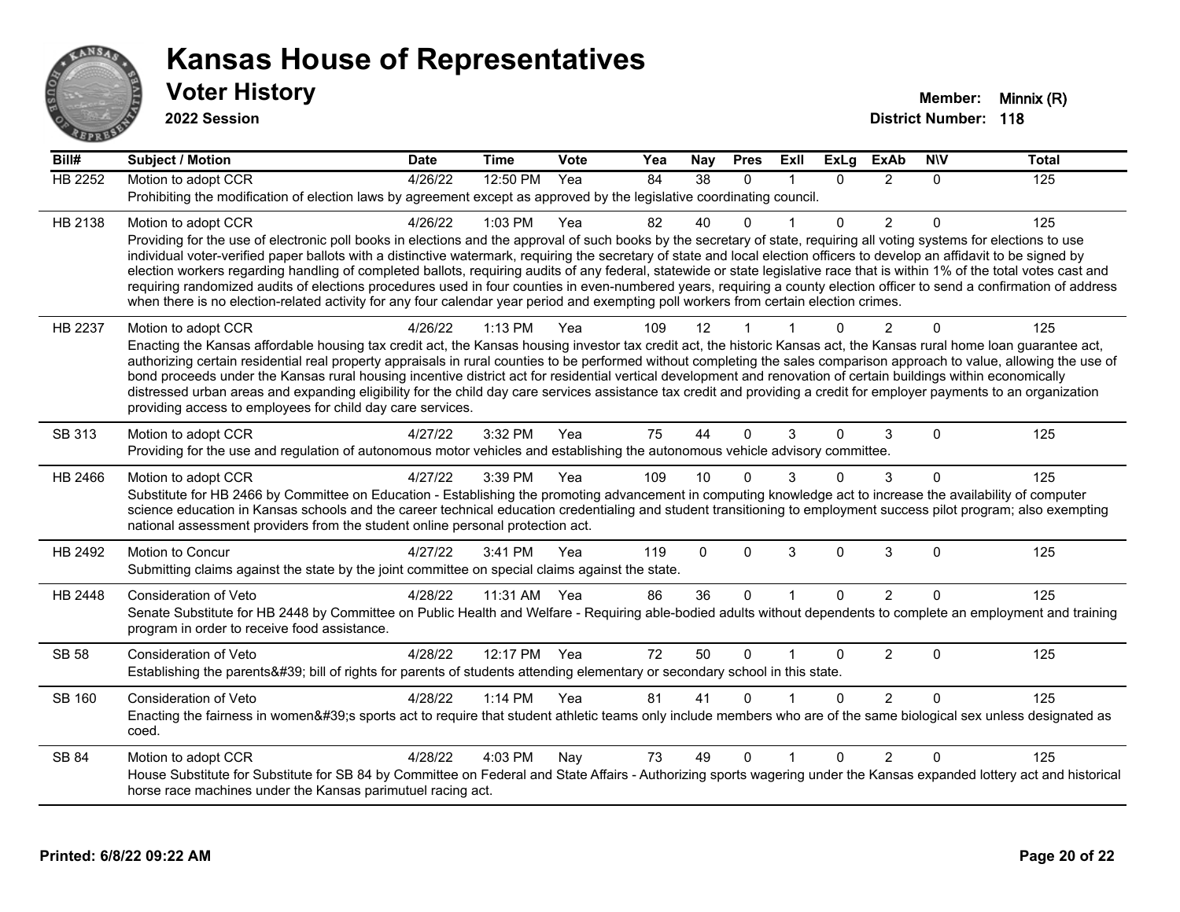# Kansas House of Representatives

## Voter History

**2022 Session**

**Member:** Minnix (R)
**District Number:** 118

| Bill# | Subject / Motion | Date | Time | Vote | Yea | Nay | Pres | ExII | ExLg | ExAb | N\V | Total |
|---|---|---|---|---|---|---|---|---|---|---|---|---|
| HB 2252 | Motion to adopt CCR | 4/26/22 | 12:50 PM | Yea | 84 | 38 | 0 | 1 | 0 | 2 | 0 | 125 |
| | Prohibiting the modification of election laws by agreement except as approved by the legislative coordinating council. | | | | | | | | | | | |
| HB 2138 | Motion to adopt CCR | 4/26/22 | 1:03 PM | Yea | 82 | 40 | 0 | 1 | 0 | 2 | 0 | 125 |
| | Providing for the use of electronic poll books in elections and the approval of such books by the secretary of state, requiring all voting systems for elections to use individual voter-verified paper ballots with a distinctive watermark, requiring the secretary of state and local election officers to develop an affidavit to be signed by election workers regarding handling of completed ballots, requiring audits of any federal, statewide or state legislative race that is within 1% of the total votes cast and requiring randomized audits of elections procedures used in four counties in even-numbered years, requiring a county election officer to send a confirmation of address when there is no election-related activity for any four calendar year period and exempting poll workers from certain election crimes. | | | | | | | | | | | |
| HB 2237 | Motion to adopt CCR | 4/26/22 | 1:13 PM | Yea | 109 | 12 | 1 | 1 | 0 | 2 | 0 | 125 |
| | Enacting the Kansas affordable housing tax credit act, the Kansas housing investor tax credit act, the historic Kansas act, the Kansas rural home loan guarantee act, authorizing certain residential real property appraisals in rural counties to be performed without completing the sales comparison approach to value, allowing the use of bond proceeds under the Kansas rural housing incentive district act for residential vertical development and renovation of certain buildings within economically distressed urban areas and expanding eligibility for the child day care services assistance tax credit and providing a credit for employer payments to an organization providing access to employees for child day care services. | | | | | | | | | | | |
| SB 313 | Motion to adopt CCR | 4/27/22 | 3:32 PM | Yea | 75 | 44 | 0 | 3 | 0 | 3 | 0 | 125 |
| | Providing for the use and regulation of autonomous motor vehicles and establishing the autonomous vehicle advisory committee. | | | | | | | | | | | |
| HB 2466 | Motion to adopt CCR | 4/27/22 | 3:39 PM | Yea | 109 | 10 | 0 | 3 | 0 | 3 | 0 | 125 |
| | Substitute for HB 2466 by Committee on Education - Establishing the promoting advancement in computing knowledge act to increase the availability of computer science education in Kansas schools and the career technical education credentialing and student transitioning to employment success pilot program; also exempting national assessment providers from the student online personal protection act. | | | | | | | | | | | |
| HB 2492 | Motion to Concur | 4/27/22 | 3:41 PM | Yea | 119 | 0 | 0 | 3 | 0 | 3 | 0 | 125 |
| | Submitting claims against the state by the joint committee on special claims against the state. | | | | | | | | | | | |
| HB 2448 | Consideration of Veto | 4/28/22 | 11:31 AM | Yea | 86 | 36 | 0 | 1 | 0 | 2 | 0 | 125 |
| | Senate Substitute for HB 2448 by Committee on Public Health and Welfare - Requiring able-bodied adults without dependents to complete an employment and training program in order to receive food assistance. | | | | | | | | | | | |
| SB 58 | Consideration of Veto | 4/28/22 | 12:17 PM | Yea | 72 | 50 | 0 | 1 | 0 | 2 | 0 | 125 |
| | Establishing the parents&#39; bill of rights for parents of students attending elementary or secondary school in this state. | | | | | | | | | | | |
| SB 160 | Consideration of Veto | 4/28/22 | 1:14 PM | Yea | 81 | 41 | 0 | 1 | 0 | 2 | 0 | 125 |
| | Enacting the fairness in women&#39;s sports act to require that student athletic teams only include members who are of the same biological sex unless designated as coed. | | | | | | | | | | | |
| SB 84 | Motion to adopt CCR | 4/28/22 | 4:03 PM | Nay | 73 | 49 | 0 | 1 | 0 | 2 | 0 | 125 |
| | House Substitute for Substitute for SB 84 by Committee on Federal and State Affairs - Authorizing sports wagering under the Kansas expanded lottery act and historical horse race machines under the Kansas parimutuel racing act. | | | | | | | | | | | |

**Printed: 6/8/22 09:22 AM**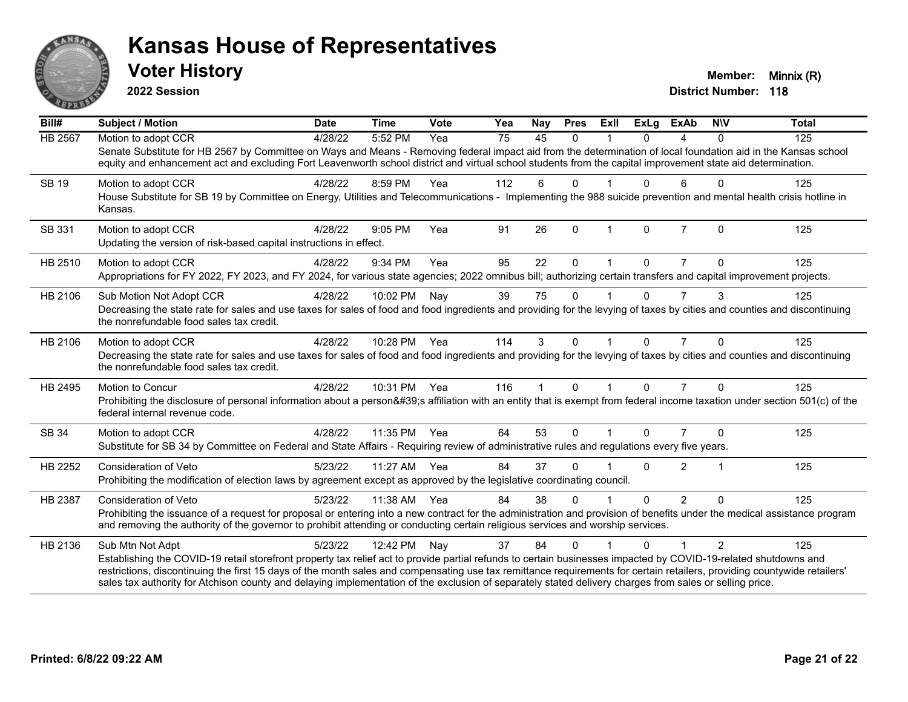# Kansas House of Representatives

## Voter History

**2022 Session**

**Member:** Minnix (R)
**District Number:** 118

| Bill# | Subject / Motion | Date | Time | Vote | Yea | Nay | Pres | ExII | ExLg | ExAb | N\V | Total |
|---|---|---|---|---|---|---|---|---|---|---|---|---|
| HB 2567 | Motion to adopt CCR | 4/28/22 | 5:52 PM | Yea | 75 | 45 | 0 | 1 | 0 | 4 | 0 | 125 |
| | Senate Substitute for HB 2567 by Committee on Ways and Means - Removing federal impact aid from the determination of local foundation aid in the Kansas school equity and enhancement act and excluding Fort Leavenworth school district and virtual school students from the capital improvement state aid determination. | | | | | | | | | | | |
| SB 19 | Motion to adopt CCR | 4/28/22 | 8:59 PM | Yea | 112 | 6 | 0 | 1 | 0 | 6 | 0 | 125 |
| | House Substitute for SB 19 by Committee on Energy, Utilities and Telecommunications - Implementing the 988 suicide prevention and mental health crisis hotline in Kansas. | | | | | | | | | | | |
| SB 331 | Motion to adopt CCR | 4/28/22 | 9:05 PM | Yea | 91 | 26 | 0 | 1 | 0 | 7 | 0 | 125 |
| | Updating the version of risk-based capital instructions in effect. | | | | | | | | | | | |
| HB 2510 | Motion to adopt CCR | 4/28/22 | 9:34 PM | Yea | 95 | 22 | 0 | 1 | 0 | 7 | 0 | 125 |
| | Appropriations for FY 2022, FY 2023, and FY 2024, for various state agencies; 2022 omnibus bill; authorizing certain transfers and capital improvement projects. | | | | | | | | | | | |
| HB 2106 | Sub Motion Not Adopt CCR | 4/28/22 | 10:02 PM | Nay | 39 | 75 | 0 | 1 | 0 | 7 | 3 | 125 |
| | Decreasing the state rate for sales and use taxes for sales of food and food ingredients and providing for the levying of taxes by cities and counties and discontinuing the nonrefundable food sales tax credit. | | | | | | | | | | | |
| HB 2106 | Motion to adopt CCR | 4/28/22 | 10:28 PM | Yea | 114 | 3 | 0 | 1 | 0 | 7 | 0 | 125 |
| | Decreasing the state rate for sales and use taxes for sales of food and food ingredients and providing for the levying of taxes by cities and counties and discontinuing the nonrefundable food sales tax credit. | | | | | | | | | | | |
| HB 2495 | Motion to Concur | 4/28/22 | 10:31 PM | Yea | 116 | 1 | 0 | 1 | 0 | 7 | 0 | 125 |
| | Prohibiting the disclosure of personal information about a person&#39;s affiliation with an entity that is exempt from federal income taxation under section 501(c) of the federal internal revenue code. | | | | | | | | | | | |
| SB 34 | Motion to adopt CCR | 4/28/22 | 11:35 PM | Yea | 64 | 53 | 0 | 1 | 0 | 7 | 0 | 125 |
| | Substitute for SB 34 by Committee on Federal and State Affairs - Requiring review of administrative rules and regulations every five years. | | | | | | | | | | | |
| HB 2252 | Consideration of Veto | 5/23/22 | 11:27 AM | Yea | 84 | 37 | 0 | 1 | 0 | 2 | 1 | 125 |
| | Prohibiting the modification of election laws by agreement except as approved by the legislative coordinating council. | | | | | | | | | | | |
| HB 2387 | Consideration of Veto | 5/23/22 | 11:38 AM | Yea | 84 | 38 | 0 | 1 | 0 | 2 | 0 | 125 |
| | Prohibiting the issuance of a request for proposal or entering into a new contract for the administration and provision of benefits under the medical assistance program and removing the authority of the governor to prohibit attending or conducting certain religious services and worship services. | | | | | | | | | | | |
| HB 2136 | Sub Mtn Not Adpt | 5/23/22 | 12:42 PM | Nay | 37 | 84 | 0 | 1 | 0 | 1 | 2 | 125 |
| | Establishing the COVID-19 retail storefront property tax relief act to provide partial refunds to certain businesses impacted by COVID-19-related shutdowns and restrictions, discontinuing the first 15 days of the month sales and compensating use tax remittance requirements for certain retailers, providing countywide retailers' sales tax authority for Atchison county and delaying implementation of the exclusion of separately stated delivery charges from sales or selling price. | | | | | | | | | | | |

**Printed: 6/8/22 09:22 AM**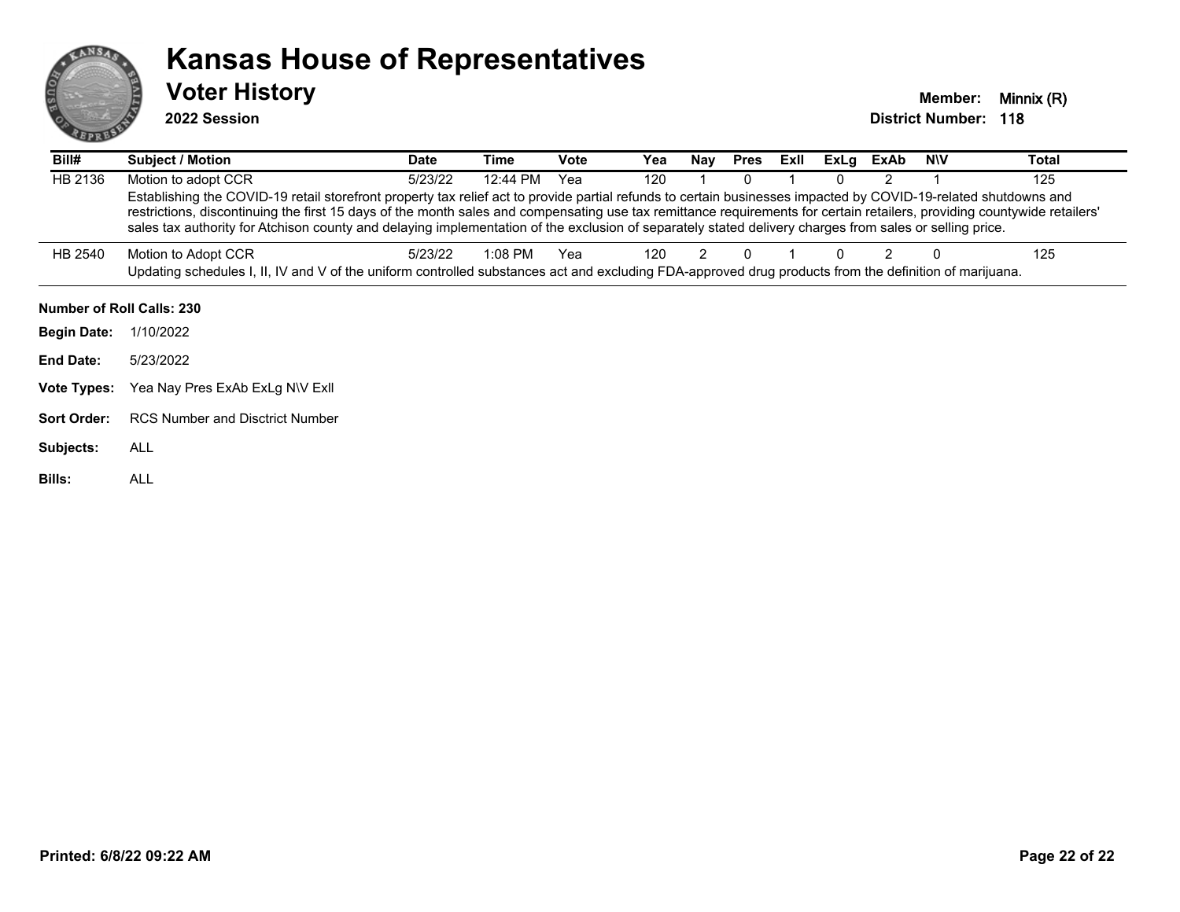# Kansas House of Representatives

## Voter History

**2022 Session**

**Member:** Minnix (R)
**District Number:** 118

| Bill# | Subject / Motion | Date | Time | Vote | Yea | Nay | Pres | ExII | ExLg | ExAb | N\V | Total |
|---|---|---|---|---|---|---|---|---|---|---|---|---|
| HB 2136 | Motion to adopt CCR | 5/23/22 | 12:44 PM | Yea | 120 | 1 | 0 | 1 | 0 | 2 | 1 | 125 |
| | Establishing the COVID-19 retail storefront property tax relief act to provide partial refunds to certain businesses impacted by COVID-19-related shutdowns and restrictions, discontinuing the first 15 days of the month sales and compensating use tax remittance requirements for certain retailers, providing countywide retailers' sales tax authority for Atchison county and delaying implementation of the exclusion of separately stated delivery charges from sales or selling price. | | | | | | | | | | | |
| HB 2540 | Motion to Adopt CCR | 5/23/22 | 1:08 PM | Yea | 120 | 2 | 0 | 1 | 0 | 2 | 0 | 125 |
| | Updating schedules I, II, IV and V of the uniform controlled substances act and excluding FDA-approved drug products from the definition of marijuana. | | | | | | | | | | | |

**Number of Roll Calls: 230**

**Begin Date:** 1/10/2022

**End Date:** 5/23/2022

**Vote Types:** Yea Nay Pres ExAb ExLg N\V ExII

**Sort Order:** RCS Number and Disctrict Number

**Subjects:** ALL

**Bills:** ALL

**Printed: 6/8/22 09:22 AM**